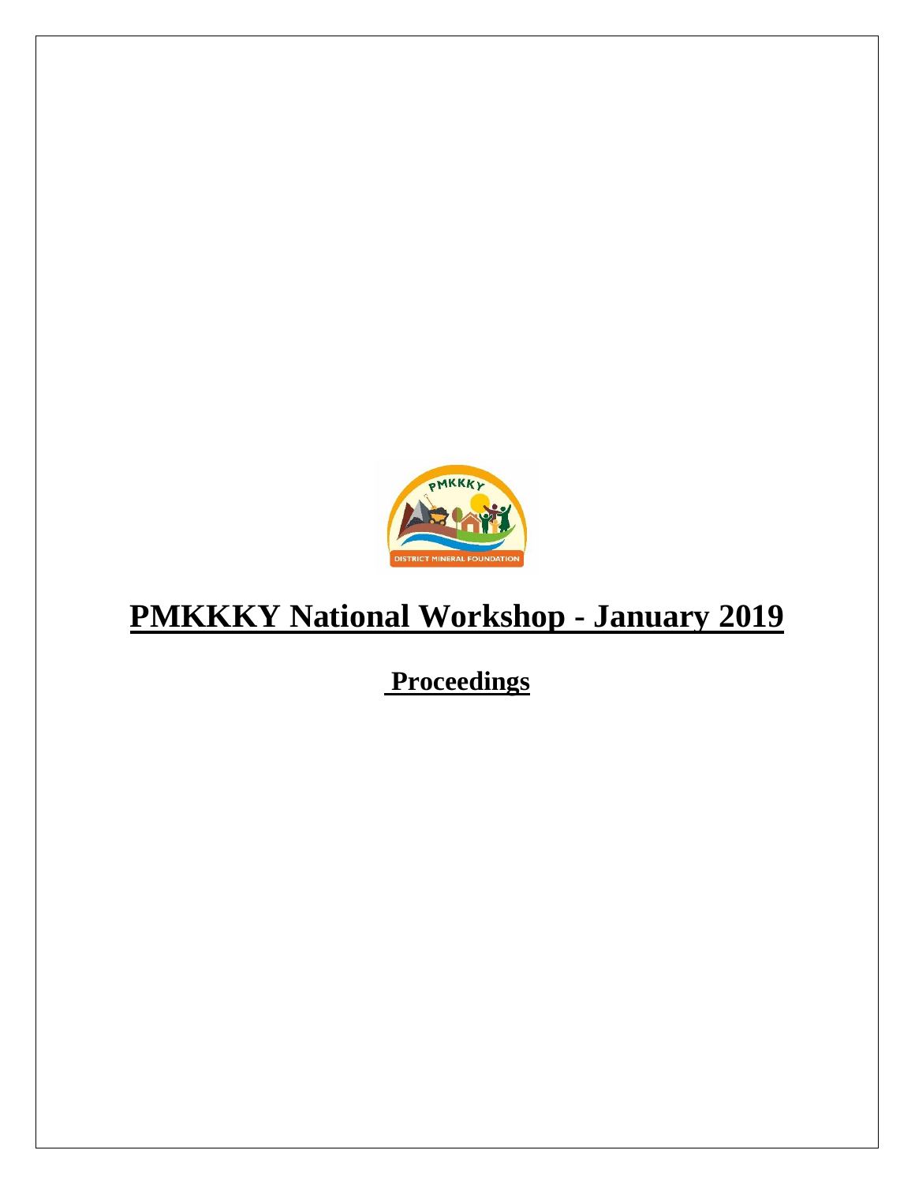# PMKKKY National Workshop - January 2019

## Proceedings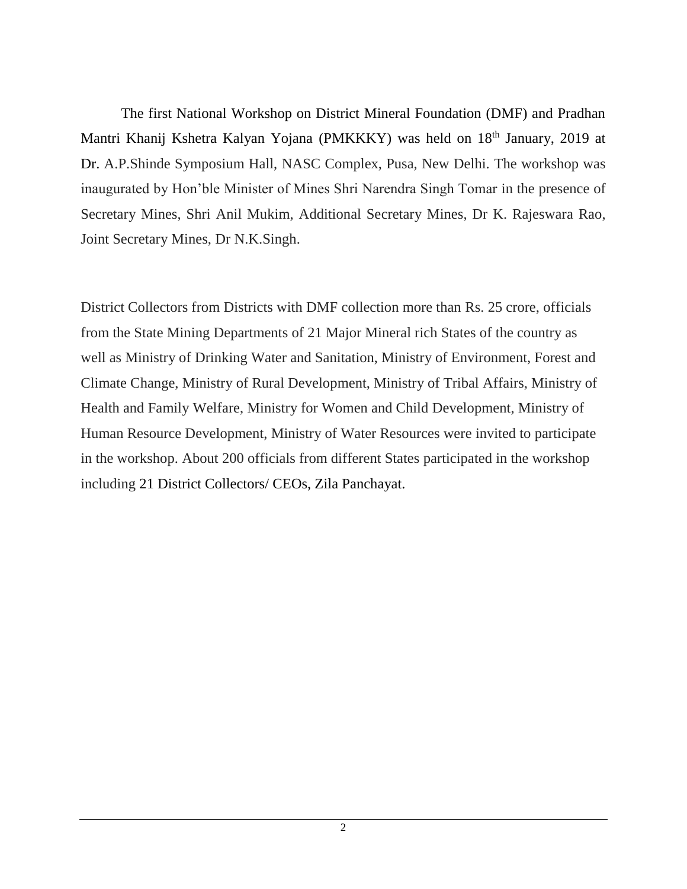The first National Workshop on District Mineral Foundation (DMF) and Pradhan Mantri Khanij Kshetra Kalyan Yojana (PMKKKY) was held on 18th January, 2019 at Dr. A.P.Shinde Symposium Hall, NASC Complex, Pusa, New Delhi. The workshop was inaugurated by Hon'ble Minister of Mines Shri Narendra Singh Tomar in the presence of Secretary Mines, Shri Anil Mukim, Additional Secretary Mines, Dr K. Rajeswara Rao, Joint Secretary Mines, Dr N.K.Singh.

District Collectors from Districts with DMF collection more than Rs. 25 crore, officials from the State Mining Departments of 21 Major Mineral rich States of the country as well as Ministry of Drinking Water and Sanitation, Ministry of Environment, Forest and Climate Change, Ministry of Rural Development, Ministry of Tribal Affairs, Ministry of Health and Family Welfare, Ministry for Women and Child Development, Ministry of Human Resource Development, Ministry of Water Resources were invited to participate in the workshop. About 200 officials from different States participated in the workshop including 21 District Collectors/ CEOs, Zila Panchayat.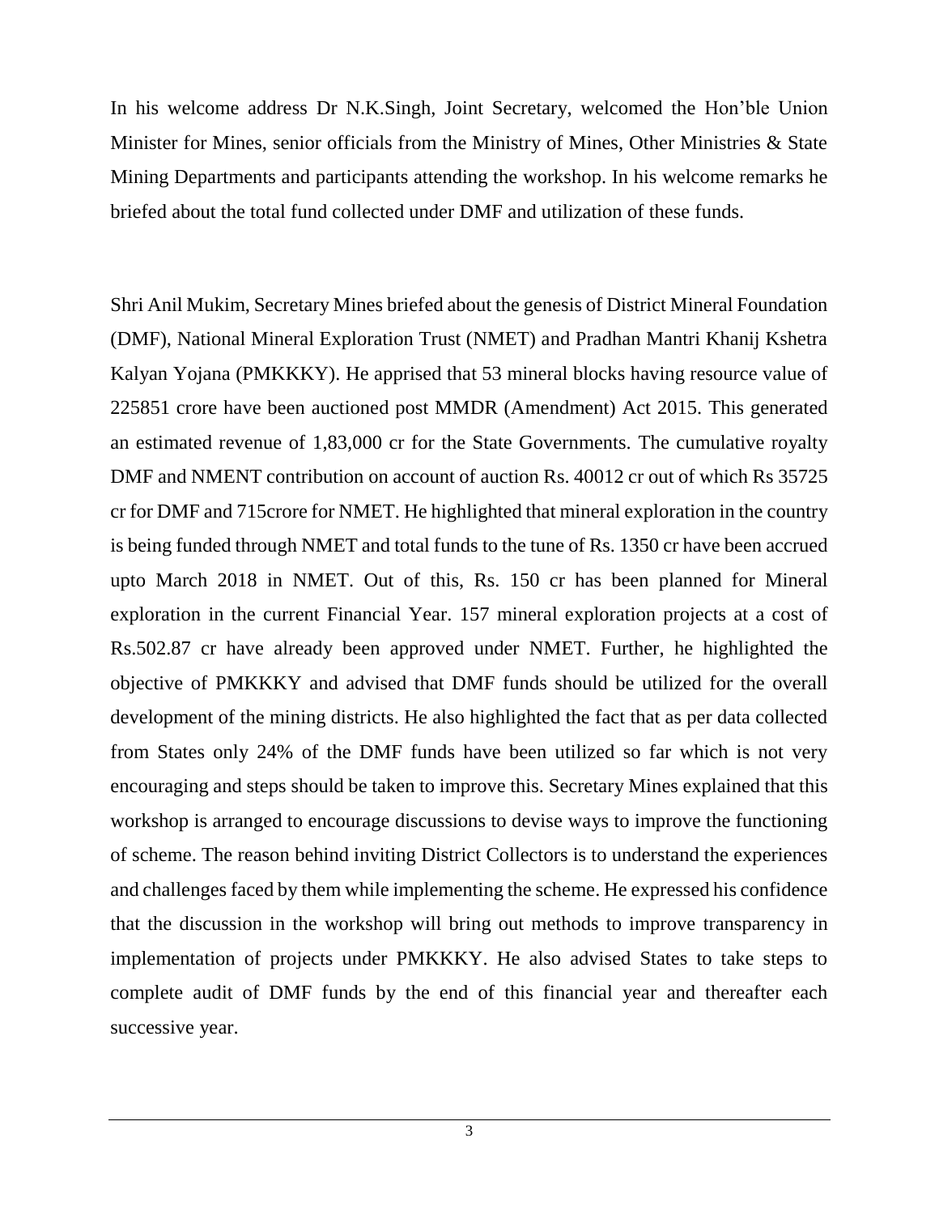In his welcome address Dr N.K.Singh, Joint Secretary, welcomed the Hon'ble Union Minister for Mines, senior officials from the Ministry of Mines, Other Ministries & State Mining Departments and participants attending the workshop. In his welcome remarks he briefed about the total fund collected under DMF and utilization of these funds.

Shri Anil Mukim, Secretary Mines briefed about the genesis of District Mineral Foundation (DMF), National Mineral Exploration Trust (NMET) and Pradhan Mantri Khanij Kshetra Kalyan Yojana (PMKKKY). He apprised that 53 mineral blocks having resource value of 225851 crore have been auctioned post MMDR (Amendment) Act 2015. This generated an estimated revenue of 1,83,000 cr for the State Governments. The cumulative royalty DMF and NMENT contribution on account of auction Rs. 40012 cr out of which Rs 35725 cr for DMF and 715crore for NMET. He highlighted that mineral exploration in the country is being funded through NMET and total funds to the tune of Rs. 1350 cr have been accrued upto March 2018 in NMET. Out of this, Rs. 150 cr has been planned for Mineral exploration in the current Financial Year. 157 mineral exploration projects at a cost of Rs.502.87 cr have already been approved under NMET. Further, he highlighted the objective of PMKKKY and advised that DMF funds should be utilized for the overall development of the mining districts. He also highlighted the fact that as per data collected from States only 24% of the DMF funds have been utilized so far which is not very encouraging and steps should be taken to improve this. Secretary Mines explained that this workshop is arranged to encourage discussions to devise ways to improve the functioning of scheme. The reason behind inviting District Collectors is to understand the experiences and challenges faced by them while implementing the scheme. He expressed his confidence that the discussion in the workshop will bring out methods to improve transparency in implementation of projects under PMKKKY. He also advised States to take steps to complete audit of DMF funds by the end of this financial year and thereafter each successive year.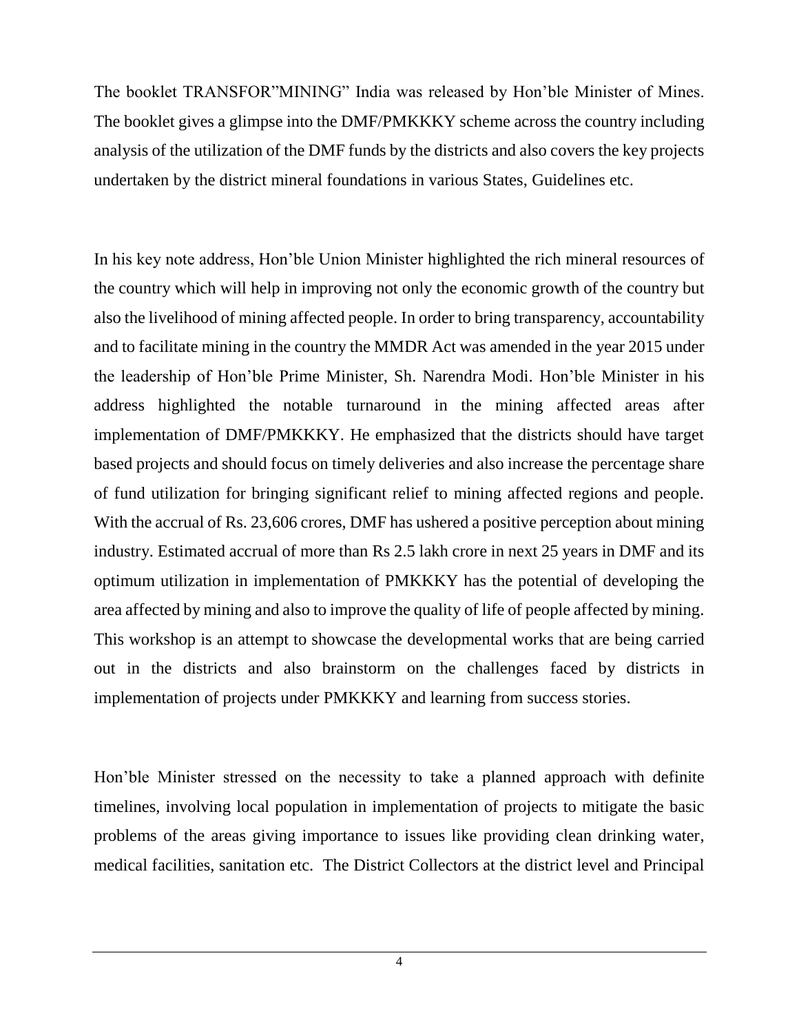The booklet TRANSFOR"MINING" India was released by Hon'ble Minister of Mines. The booklet gives a glimpse into the DMF/PMKKKY scheme across the country including analysis of the utilization of the DMF funds by the districts and also covers the key projects undertaken by the district mineral foundations in various States, Guidelines etc.

In his key note address, Hon'ble Union Minister highlighted the rich mineral resources of the country which will help in improving not only the economic growth of the country but also the livelihood of mining affected people. In order to bring transparency, accountability and to facilitate mining in the country the MMDR Act was amended in the year 2015 under the leadership of Hon'ble Prime Minister, Sh. Narendra Modi. Hon'ble Minister in his address highlighted the notable turnaround in the mining affected areas after implementation of DMF/PMKKKY. He emphasized that the districts should have target based projects and should focus on timely deliveries and also increase the percentage share of fund utilization for bringing significant relief to mining affected regions and people. With the accrual of Rs. 23,606 crores, DMF has ushered a positive perception about mining industry. Estimated accrual of more than Rs 2.5 lakh crore in next 25 years in DMF and its optimum utilization in implementation of PMKKKY has the potential of developing the area affected by mining and also to improve the quality of life of people affected by mining. This workshop is an attempt to showcase the developmental works that are being carried out in the districts and also brainstorm on the challenges faced by districts in implementation of projects under PMKKKY and learning from success stories.

Hon'ble Minister stressed on the necessity to take a planned approach with definite timelines, involving local population in implementation of projects to mitigate the basic problems of the areas giving importance to issues like providing clean drinking water, medical facilities, sanitation etc. The District Collectors at the district level and Principal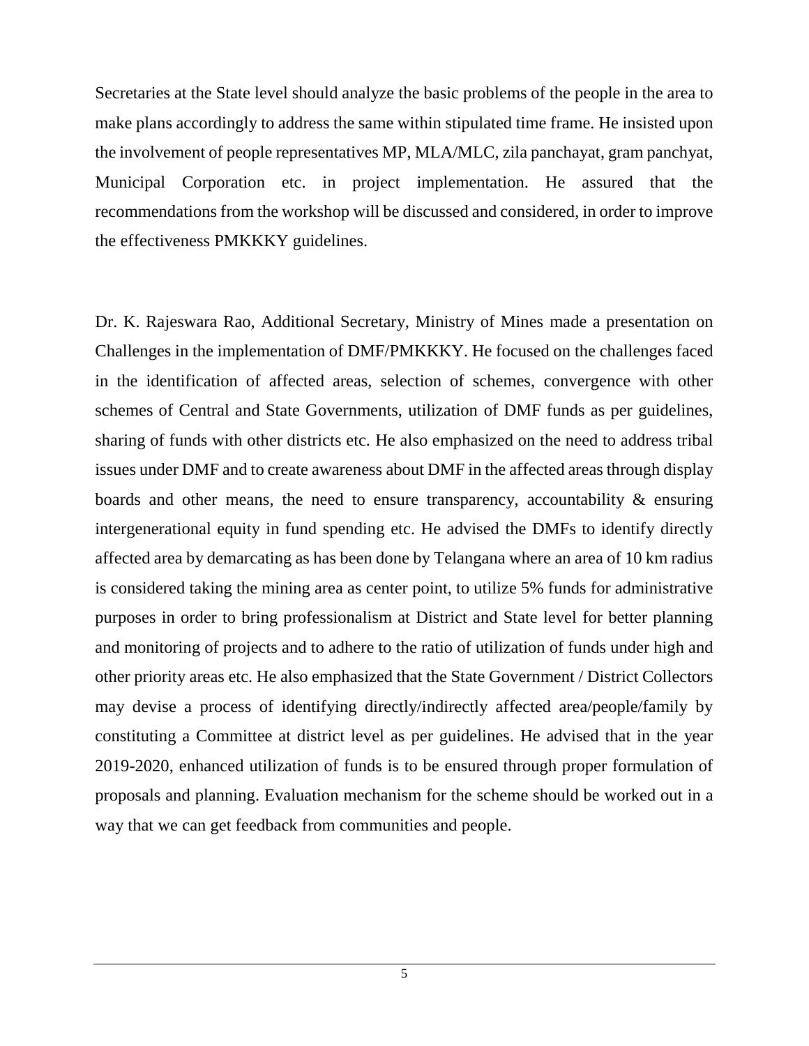Secretaries at the State level should analyze the basic problems of the people in the area to make plans accordingly to address the same within stipulated time frame. He insisted upon the involvement of people representatives MP, MLA/MLC, zila panchayat, gram panchyat, Municipal Corporation etc. in project implementation. He assured that the recommendations from the workshop will be discussed and considered, in order to improve the effectiveness PMKKKY guidelines.

Dr. K. Rajeswara Rao, Additional Secretary, Ministry of Mines made a presentation on Challenges in the implementation of DMF/PMKKKY. He focused on the challenges faced in the identification of affected areas, selection of schemes, convergence with other schemes of Central and State Governments, utilization of DMF funds as per guidelines, sharing of funds with other districts etc. He also emphasized on the need to address tribal issues under DMF and to create awareness about DMF in the affected areas through display boards and other means, the need to ensure transparency, accountability & ensuring intergenerational equity in fund spending etc. He advised the DMFs to identify directly affected area by demarcating as has been done by Telangana where an area of 10 km radius is considered taking the mining area as center point, to utilize 5% funds for administrative purposes in order to bring professionalism at District and State level for better planning and monitoring of projects and to adhere to the ratio of utilization of funds under high and other priority areas etc. He also emphasized that the State Government / District Collectors may devise a process of identifying directly/indirectly affected area/people/family by constituting a Committee at district level as per guidelines. He advised that in the year 2019-2020, enhanced utilization of funds is to be ensured through proper formulation of proposals and planning. Evaluation mechanism for the scheme should be worked out in a way that we can get feedback from communities and people.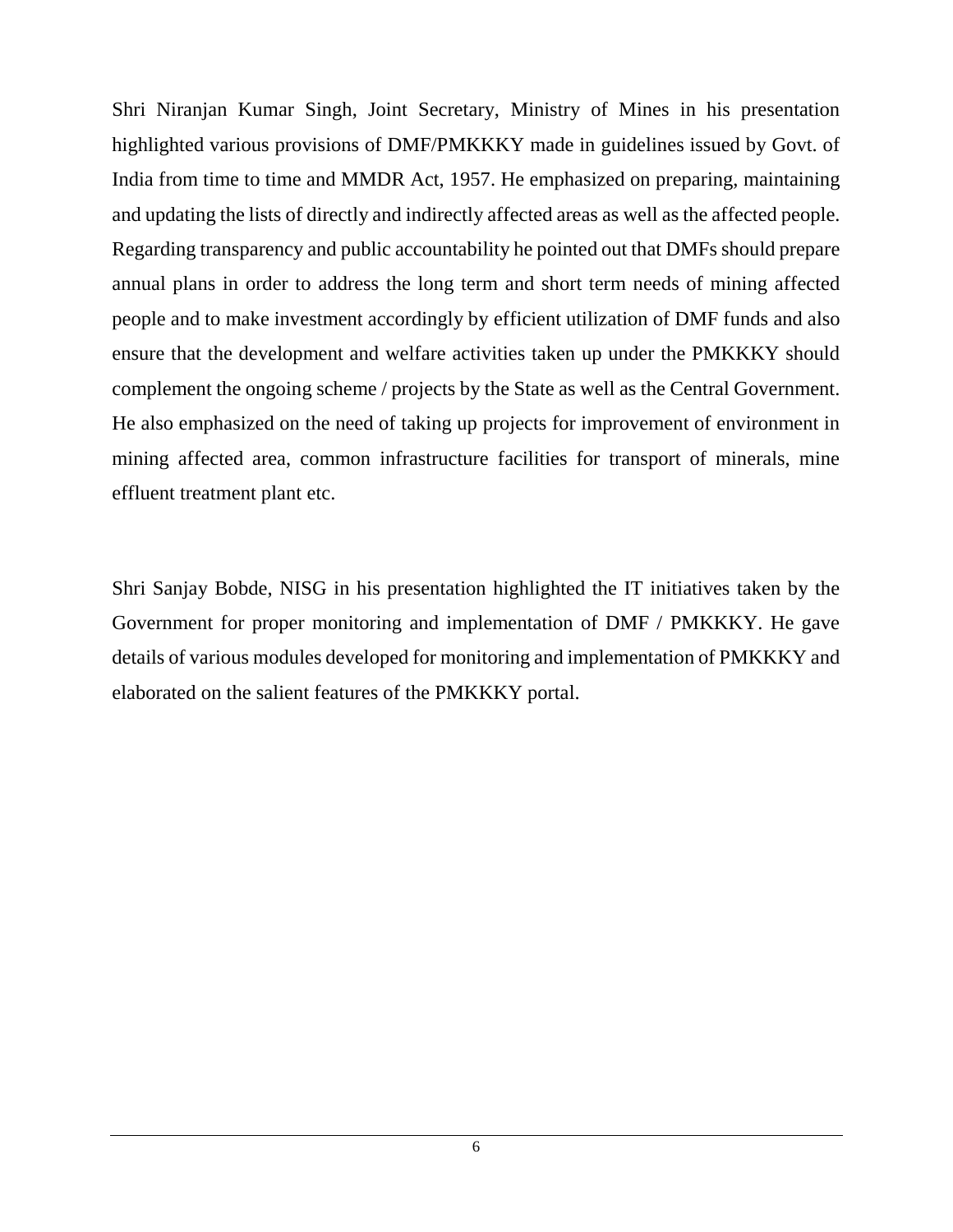Shri Niranjan Kumar Singh, Joint Secretary, Ministry of Mines in his presentation highlighted various provisions of DMF/PMKKKY made in guidelines issued by Govt. of India from time to time and MMDR Act, 1957. He emphasized on preparing, maintaining and updating the lists of directly and indirectly affected areas as well as the affected people. Regarding transparency and public accountability he pointed out that DMFs should prepare annual plans in order to address the long term and short term needs of mining affected people and to make investment accordingly by efficient utilization of DMF funds and also ensure that the development and welfare activities taken up under the PMKKKY should complement the ongoing scheme / projects by the State as well as the Central Government. He also emphasized on the need of taking up projects for improvement of environment in mining affected area, common infrastructure facilities for transport of minerals, mine effluent treatment plant etc.

Shri Sanjay Bobde, NISG in his presentation highlighted the IT initiatives taken by the Government for proper monitoring and implementation of DMF / PMKKKY. He gave details of various modules developed for monitoring and implementation of PMKKKY and elaborated on the salient features of the PMKKKY portal.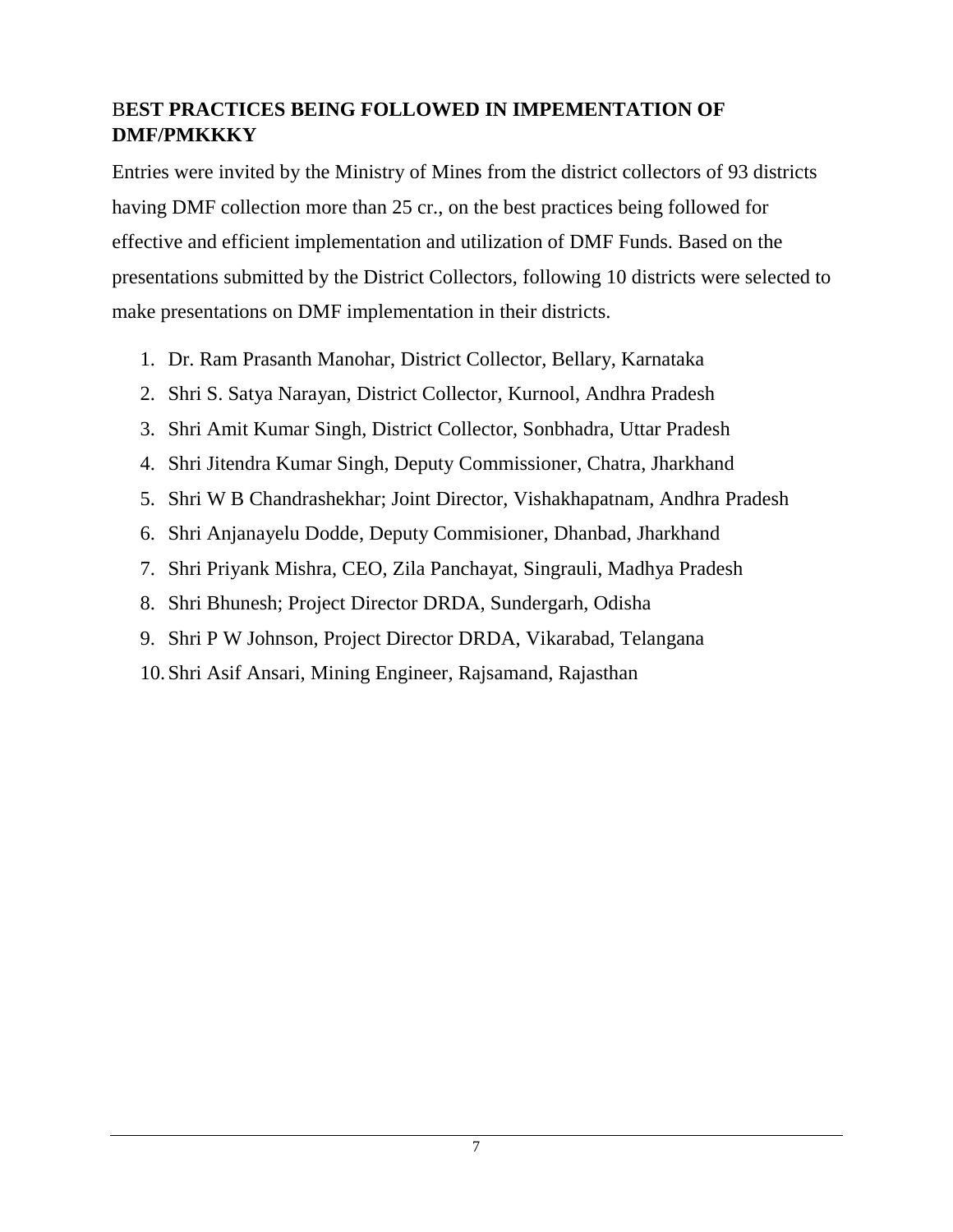## BEST PRACTICES BEING FOLLOWED IN IMPEMENTATION OF DMF/PMKKKY

Entries were invited by the Ministry of Mines from the district collectors of 93 districts having DMF collection more than 25 cr., on the best practices being followed for effective and efficient implementation and utilization of DMF Funds. Based on the presentations submitted by the District Collectors, following 10 districts were selected to make presentations on DMF implementation in their districts.

1. Dr. Ram Prasanth Manohar, District Collector, Bellary, Karnataka
2. Shri S. Satya Narayan, District Collector, Kurnool, Andhra Pradesh
3. Shri Amit Kumar Singh, District Collector, Sonbhadra, Uttar Pradesh
4. Shri Jitendra Kumar Singh, Deputy Commissioner, Chatra, Jharkhand
5. Shri W B Chandrashekhar; Joint Director, Vishakhapatnam, Andhra Pradesh
6. Shri Anjanayelu Dodde, Deputy Commisioner, Dhanbad, Jharkhand
7. Shri Priyank Mishra, CEO, Zila Panchayat, Singrauli, Madhya Pradesh
8. Shri Bhunesh; Project Director DRDA, Sundergarh, Odisha
9. Shri P W Johnson, Project Director DRDA, Vikarabad, Telangana
10. Shri Asif Ansari, Mining Engineer, Rajsamand, Rajasthan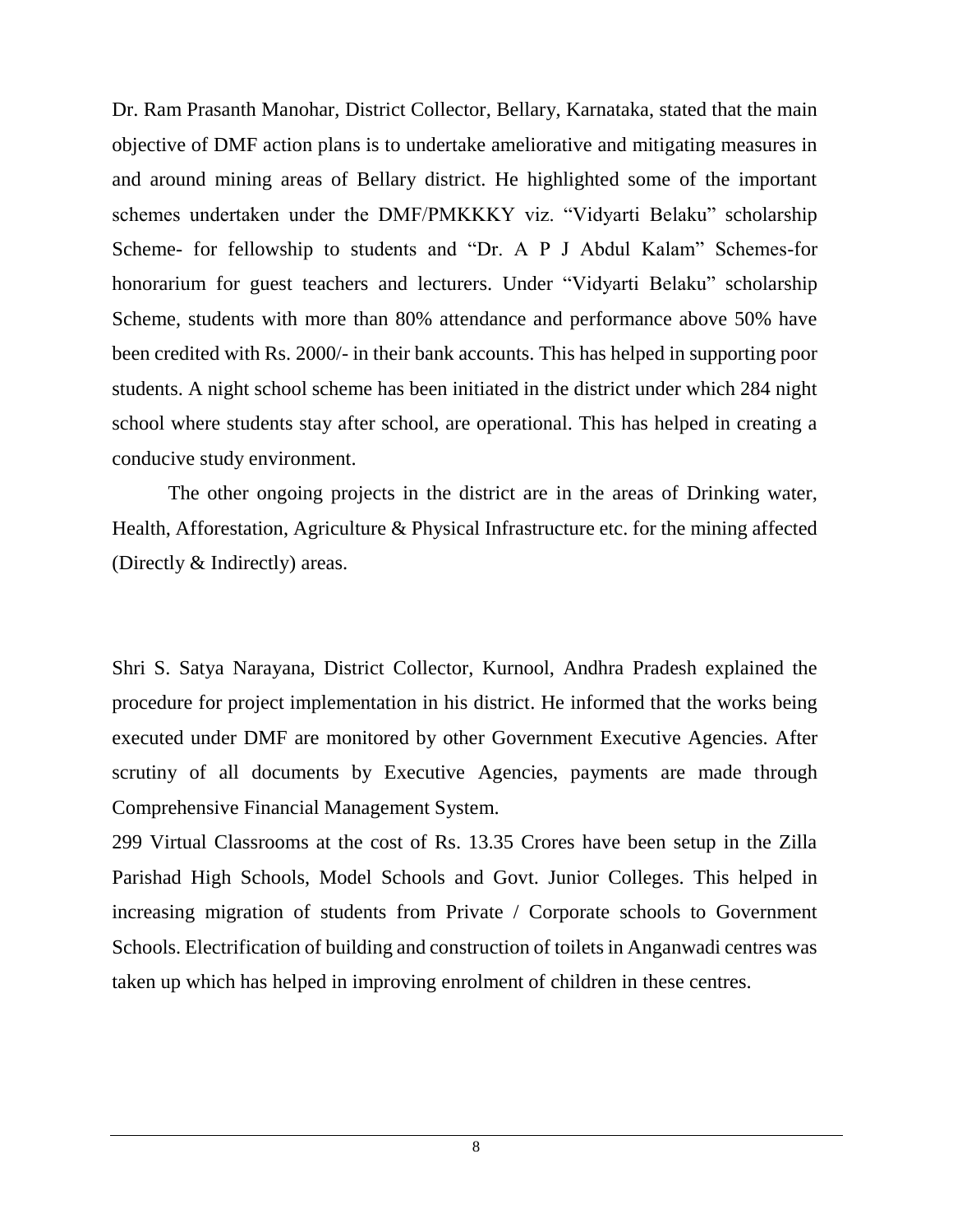Dr. Ram Prasanth Manohar, District Collector, Bellary, Karnataka, stated that the main objective of DMF action plans is to undertake ameliorative and mitigating measures in and around mining areas of Bellary district. He highlighted some of the important schemes undertaken under the DMF/PMKKKY viz. "Vidyarti Belaku" scholarship Scheme- for fellowship to students and "Dr. A P J Abdul Kalam" Schemes-for honorarium for guest teachers and lecturers. Under "Vidyarti Belaku" scholarship Scheme, students with more than 80% attendance and performance above 50% have been credited with Rs. 2000/- in their bank accounts. This has helped in supporting poor students. A night school scheme has been initiated in the district under which 284 night school where students stay after school, are operational. This has helped in creating a conducive study environment.

The other ongoing projects in the district are in the areas of Drinking water, Health, Afforestation, Agriculture & Physical Infrastructure etc. for the mining affected (Directly & Indirectly) areas.

Shri S. Satya Narayana, District Collector, Kurnool, Andhra Pradesh explained the procedure for project implementation in his district. He informed that the works being executed under DMF are monitored by other Government Executive Agencies. After scrutiny of all documents by Executive Agencies, payments are made through Comprehensive Financial Management System.

299 Virtual Classrooms at the cost of Rs. 13.35 Crores have been setup in the Zilla Parishad High Schools, Model Schools and Govt. Junior Colleges. This helped in increasing migration of students from Private / Corporate schools to Government Schools. Electrification of building and construction of toilets in Anganwadi centres was taken up which has helped in improving enrolment of children in these centres.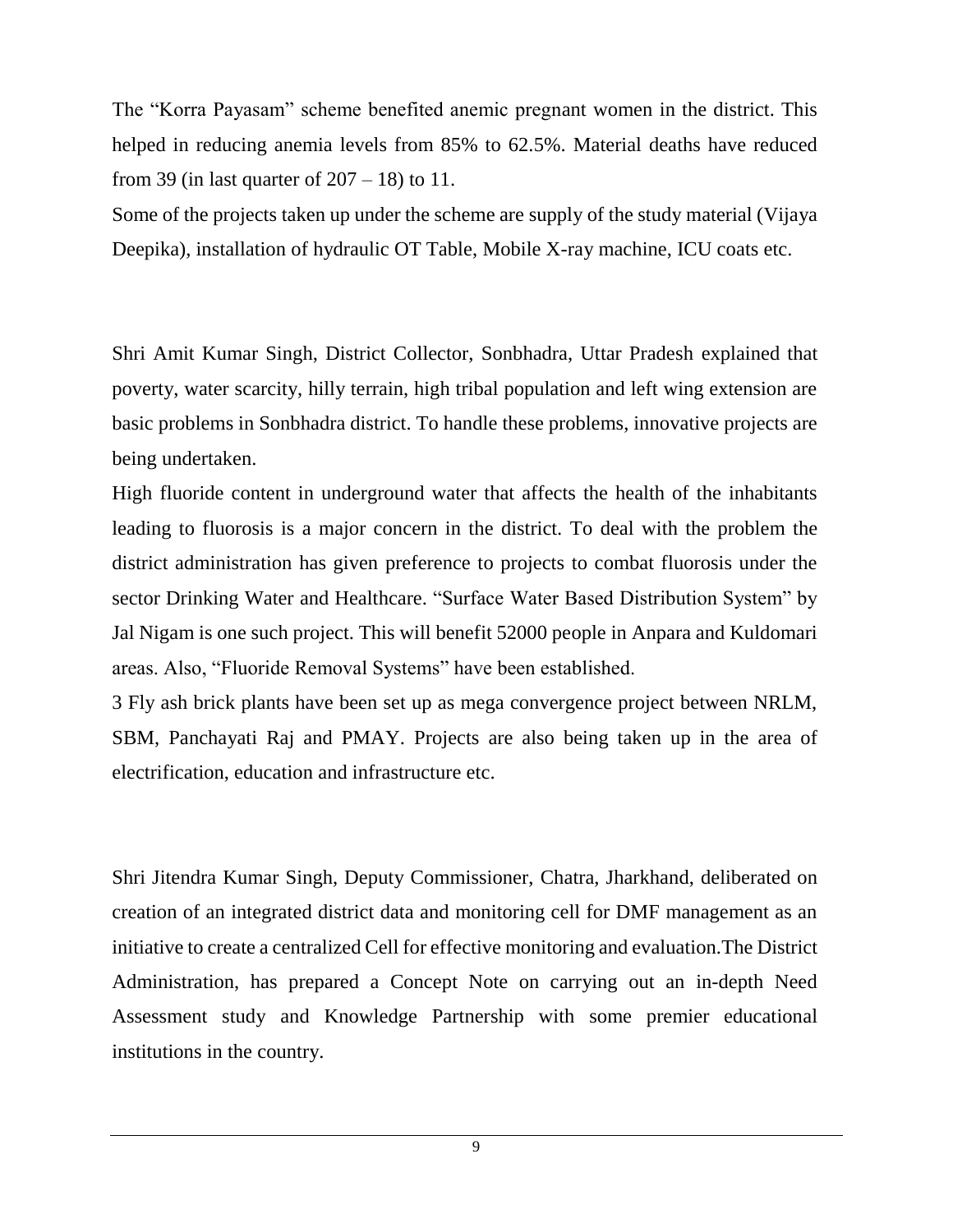The "Korra Payasam" scheme benefited anemic pregnant women in the district. This helped in reducing anemia levels from 85% to 62.5%. Material deaths have reduced from 39 (in last quarter of 207 – 18) to 11.

Some of the projects taken up under the scheme are supply of the study material (Vijaya Deepika), installation of hydraulic OT Table, Mobile X-ray machine, ICU coats etc.

Shri Amit Kumar Singh, District Collector, Sonbhadra, Uttar Pradesh explained that poverty, water scarcity, hilly terrain, high tribal population and left wing extension are basic problems in Sonbhadra district. To handle these problems, innovative projects are being undertaken.

High fluoride content in underground water that affects the health of the inhabitants leading to fluorosis is a major concern in the district. To deal with the problem the district administration has given preference to projects to combat fluorosis under the sector Drinking Water and Healthcare. "Surface Water Based Distribution System" by Jal Nigam is one such project. This will benefit 52000 people in Anpara and Kuldomari areas. Also, "Fluoride Removal Systems" have been established.

3 Fly ash brick plants have been set up as mega convergence project between NRLM, SBM, Panchayati Raj and PMAY. Projects are also being taken up in the area of electrification, education and infrastructure etc.

Shri Jitendra Kumar Singh, Deputy Commissioner, Chatra, Jharkhand, deliberated on creation of an integrated district data and monitoring cell for DMF management as an initiative to create a centralized Cell for effective monitoring and evaluation.The District Administration, has prepared a Concept Note on carrying out an in-depth Need Assessment study and Knowledge Partnership with some premier educational institutions in the country.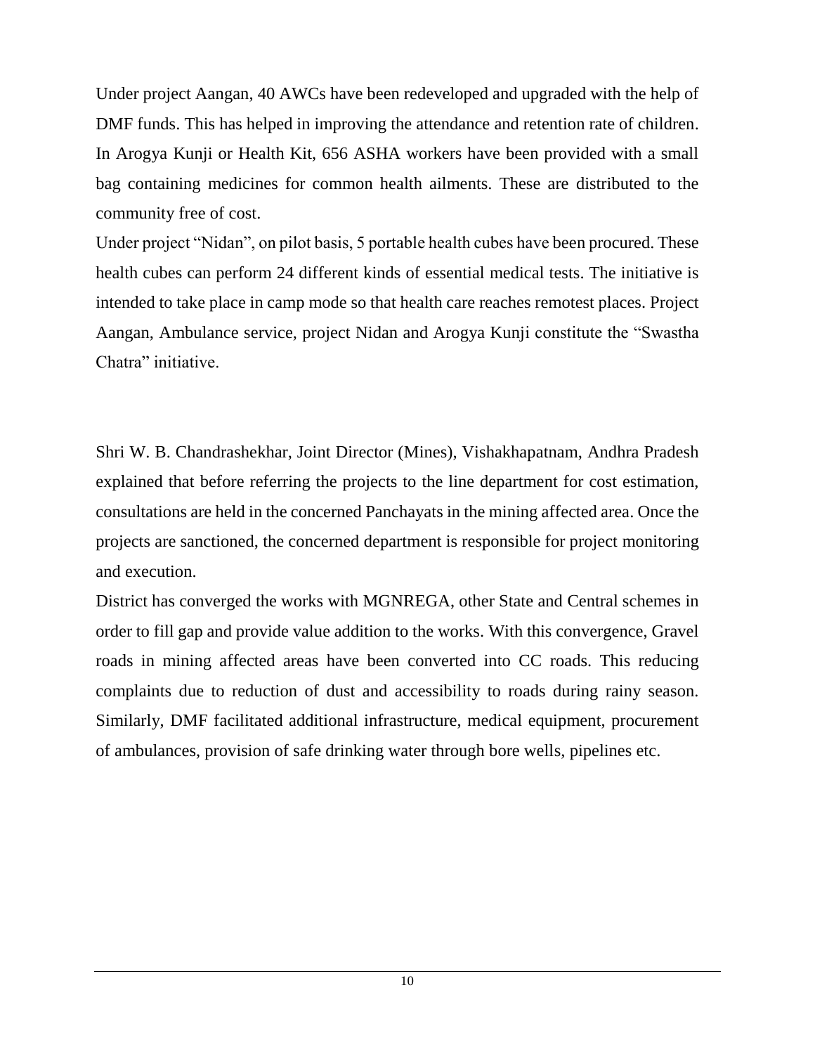Under project Aangan, 40 AWCs have been redeveloped and upgraded with the help of DMF funds. This has helped in improving the attendance and retention rate of children. In Arogya Kunji or Health Kit, 656 ASHA workers have been provided with a small bag containing medicines for common health ailments. These are distributed to the community free of cost.

Under project "Nidan", on pilot basis, 5 portable health cubes have been procured. These health cubes can perform 24 different kinds of essential medical tests. The initiative is intended to take place in camp mode so that health care reaches remotest places. Project Aangan, Ambulance service, project Nidan and Arogya Kunji constitute the "Swastha Chatra" initiative.

Shri W. B. Chandrashekhar, Joint Director (Mines), Vishakhapatnam, Andhra Pradesh explained that before referring the projects to the line department for cost estimation, consultations are held in the concerned Panchayats in the mining affected area. Once the projects are sanctioned, the concerned department is responsible for project monitoring and execution.

District has converged the works with MGNREGA, other State and Central schemes in order to fill gap and provide value addition to the works. With this convergence, Gravel roads in mining affected areas have been converted into CC roads. This reducing complaints due to reduction of dust and accessibility to roads during rainy season. Similarly, DMF facilitated additional infrastructure, medical equipment, procurement of ambulances, provision of safe drinking water through bore wells, pipelines etc.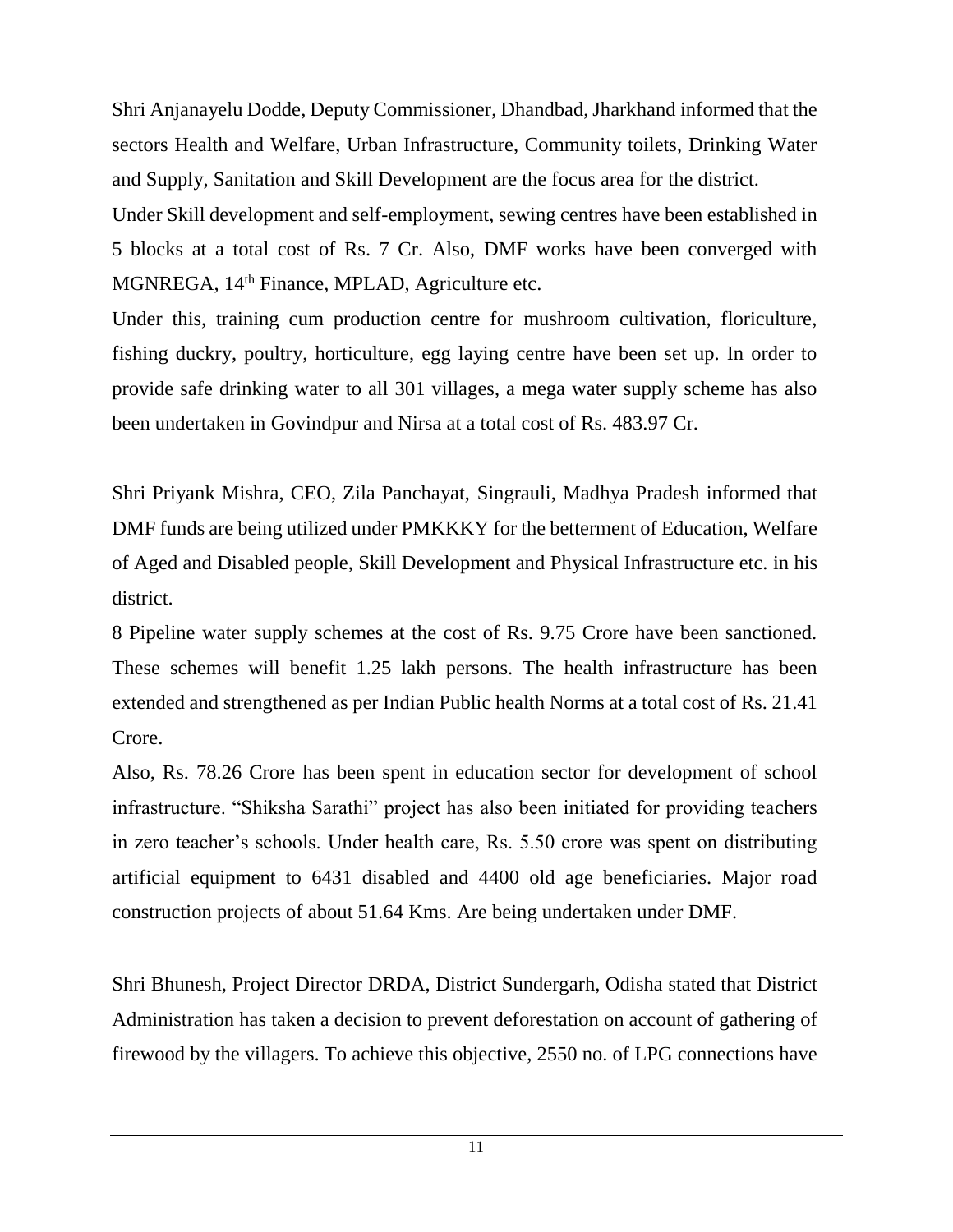Shri Anjanayelu Dodde, Deputy Commissioner, Dhandbad, Jharkhand informed that the sectors Health and Welfare, Urban Infrastructure, Community toilets, Drinking Water and Supply, Sanitation and Skill Development are the focus area for the district.

Under Skill development and self-employment, sewing centres have been established in 5 blocks at a total cost of Rs. 7 Cr. Also, DMF works have been converged with MGNREGA, 14th Finance, MPLAD, Agriculture etc.

Under this, training cum production centre for mushroom cultivation, floriculture, fishing duckry, poultry, horticulture, egg laying centre have been set up. In order to provide safe drinking water to all 301 villages, a mega water supply scheme has also been undertaken in Govindpur and Nirsa at a total cost of Rs. 483.97 Cr.

Shri Priyank Mishra, CEO, Zila Panchayat, Singrauli, Madhya Pradesh informed that DMF funds are being utilized under PMKKKY for the betterment of Education, Welfare of Aged and Disabled people, Skill Development and Physical Infrastructure etc. in his district.

8 Pipeline water supply schemes at the cost of Rs. 9.75 Crore have been sanctioned. These schemes will benefit 1.25 lakh persons. The health infrastructure has been extended and strengthened as per Indian Public health Norms at a total cost of Rs. 21.41 Crore.

Also, Rs. 78.26 Crore has been spent in education sector for development of school infrastructure. "Shiksha Sarathi" project has also been initiated for providing teachers in zero teacher's schools. Under health care, Rs. 5.50 crore was spent on distributing artificial equipment to 6431 disabled and 4400 old age beneficiaries. Major road construction projects of about 51.64 Kms. Are being undertaken under DMF.

Shri Bhunesh, Project Director DRDA, District Sundergarh, Odisha stated that District Administration has taken a decision to prevent deforestation on account of gathering of firewood by the villagers. To achieve this objective, 2550 no. of LPG connections have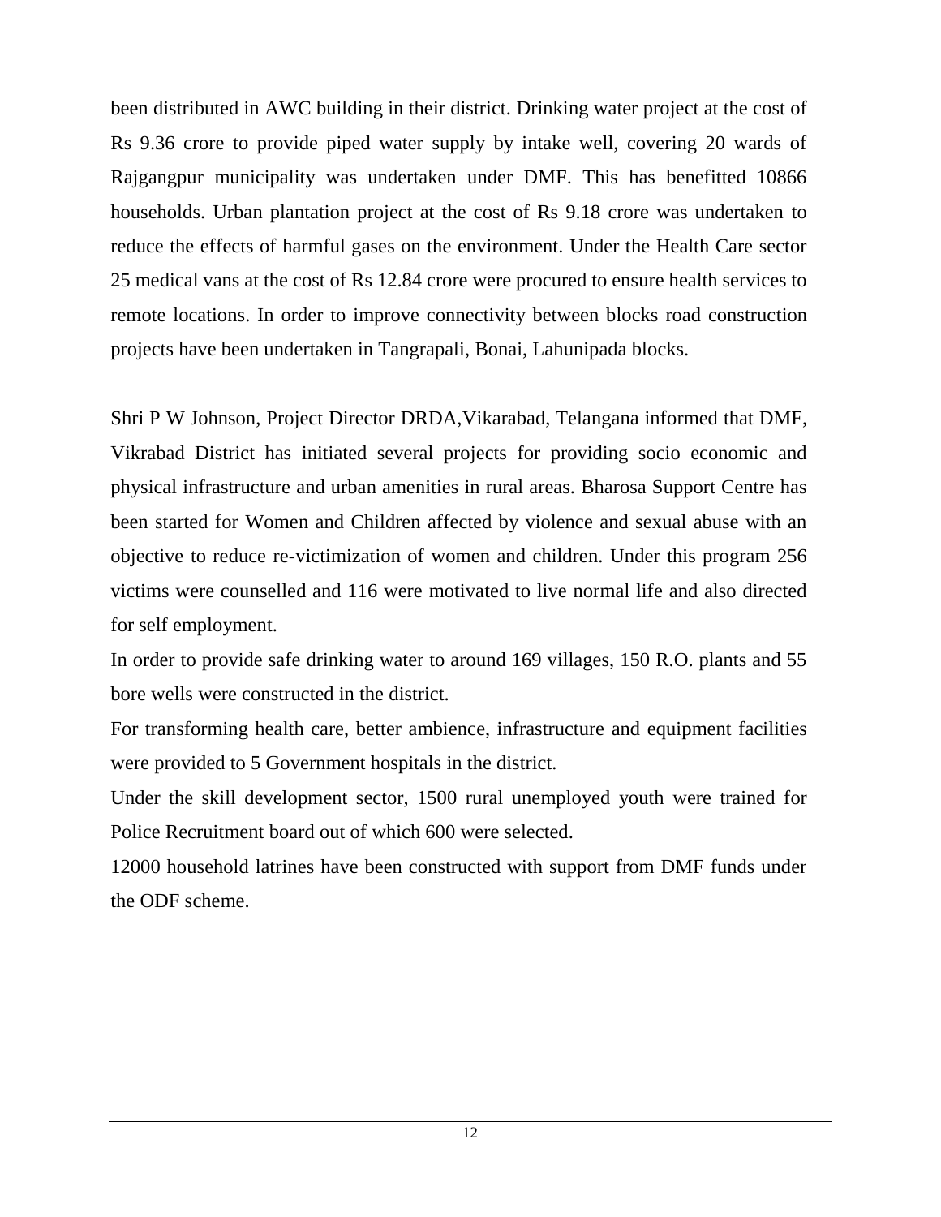been distributed in AWC building in their district. Drinking water project at the cost of Rs 9.36 crore to provide piped water supply by intake well, covering 20 wards of Rajgangpur municipality was undertaken under DMF. This has benefitted 10866 households. Urban plantation project at the cost of Rs 9.18 crore was undertaken to reduce the effects of harmful gases on the environment. Under the Health Care sector 25 medical vans at the cost of Rs 12.84 crore were procured to ensure health services to remote locations. In order to improve connectivity between blocks road construction projects have been undertaken in Tangrapali, Bonai, Lahunipada blocks.

Shri P W Johnson, Project Director DRDA,Vikarabad, Telangana informed that DMF, Vikrabad District has initiated several projects for providing socio economic and physical infrastructure and urban amenities in rural areas. Bharosa Support Centre has been started for Women and Children affected by violence and sexual abuse with an objective to reduce re-victimization of women and children. Under this program 256 victims were counselled and 116 were motivated to live normal life and also directed for self employment.

In order to provide safe drinking water to around 169 villages, 150 R.O. plants and 55 bore wells were constructed in the district.

For transforming health care, better ambience, infrastructure and equipment facilities were provided to 5 Government hospitals in the district.

Under the skill development sector, 1500 rural unemployed youth were trained for Police Recruitment board out of which 600 were selected.

12000 household latrines have been constructed with support from DMF funds under the ODF scheme.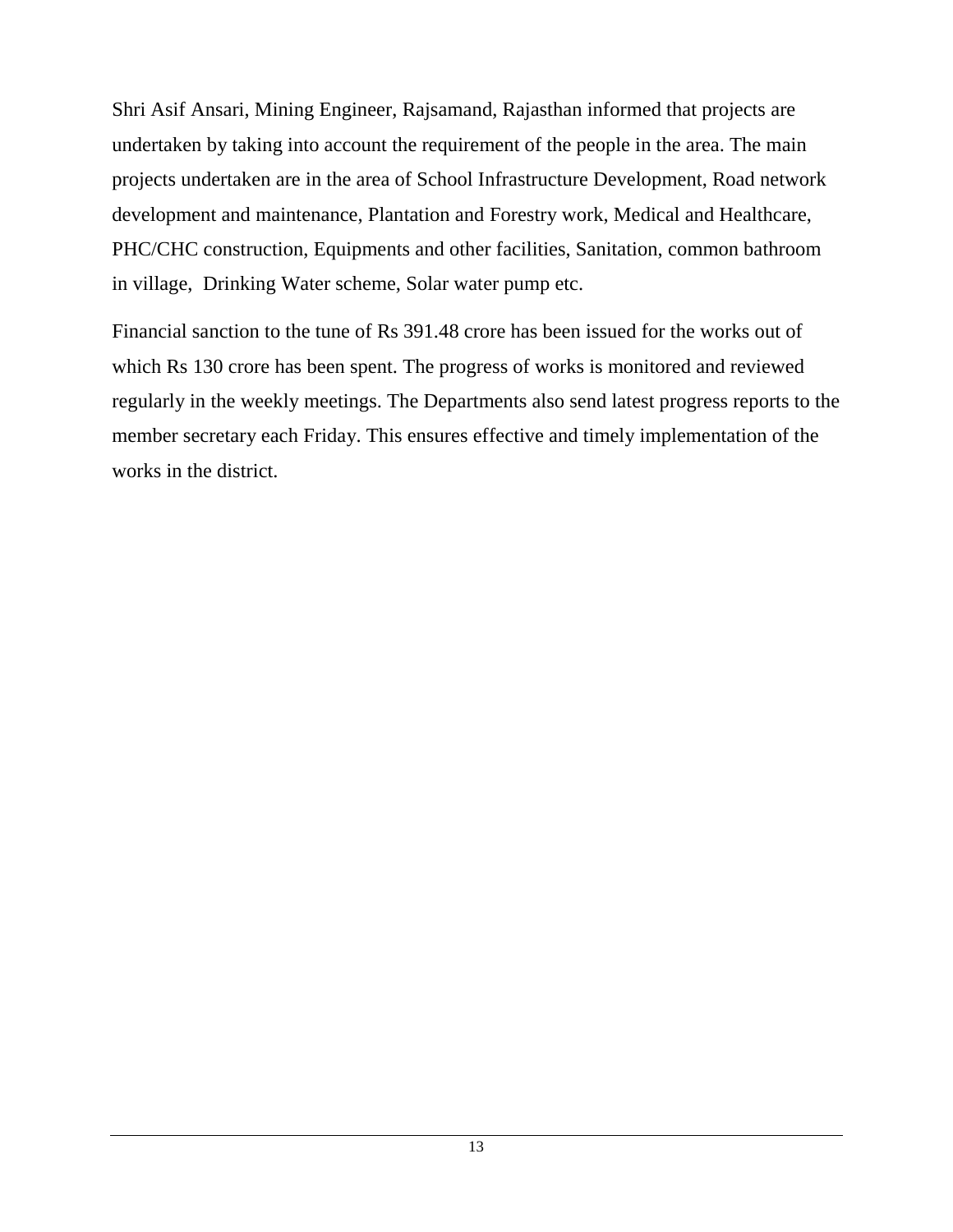Shri Asif Ansari, Mining Engineer, Rajsamand, Rajasthan informed that projects are undertaken by taking into account the requirement of the people in the area. The main projects undertaken are in the area of School Infrastructure Development, Road network development and maintenance, Plantation and Forestry work, Medical and Healthcare, PHC/CHC construction, Equipments and other facilities, Sanitation, common bathroom in village, Drinking Water scheme, Solar water pump etc.

Financial sanction to the tune of Rs 391.48 crore has been issued for the works out of which Rs 130 crore has been spent. The progress of works is monitored and reviewed regularly in the weekly meetings. The Departments also send latest progress reports to the member secretary each Friday. This ensures effective and timely implementation of the works in the district.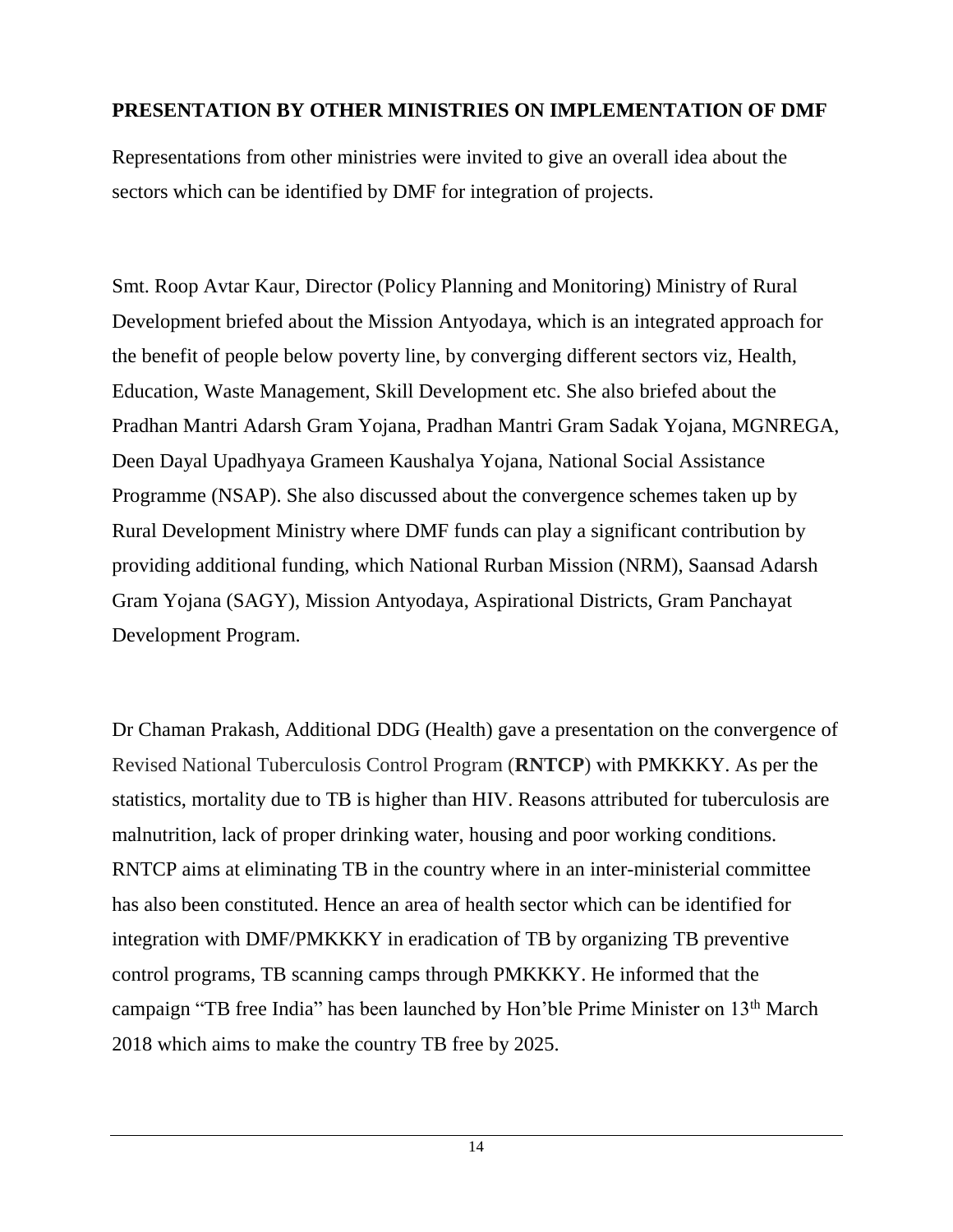**PRESENTATION BY OTHER MINISTRIES ON IMPLEMENTATION OF DMF**

Representations from other ministries were invited to give an overall idea about the sectors which can be identified by DMF for integration of projects.

Smt. Roop Avtar Kaur, Director (Policy Planning and Monitoring) Ministry of Rural Development briefed about the Mission Antyodaya, which is an integrated approach for the benefit of people below poverty line, by converging different sectors viz, Health, Education, Waste Management, Skill Development etc. She also briefed about the Pradhan Mantri Adarsh Gram Yojana, Pradhan Mantri Gram Sadak Yojana, MGNREGA, Deen Dayal Upadhyaya Grameen Kaushalya Yojana, National Social Assistance Programme (NSAP). She also discussed about the convergence schemes taken up by Rural Development Ministry where DMF funds can play a significant contribution by providing additional funding, which National Rurban Mission (NRM), Saansad Adarsh Gram Yojana (SAGY), Mission Antyodaya, Aspirational Districts, Gram Panchayat Development Program.

Dr Chaman Prakash, Additional DDG (Health) gave a presentation on the convergence of Revised National Tuberculosis Control Program (**RNTCP**) with PMKKKY. As per the statistics, mortality due to TB is higher than HIV. Reasons attributed for tuberculosis are malnutrition, lack of proper drinking water, housing and poor working conditions. RNTCP aims at eliminating TB in the country where in an inter-ministerial committee has also been constituted. Hence an area of health sector which can be identified for integration with DMF/PMKKKY in eradication of TB by organizing TB preventive control programs, TB scanning camps through PMKKKY. He informed that the campaign "TB free India" has been launched by Hon'ble Prime Minister on 13th March 2018 which aims to make the country TB free by 2025.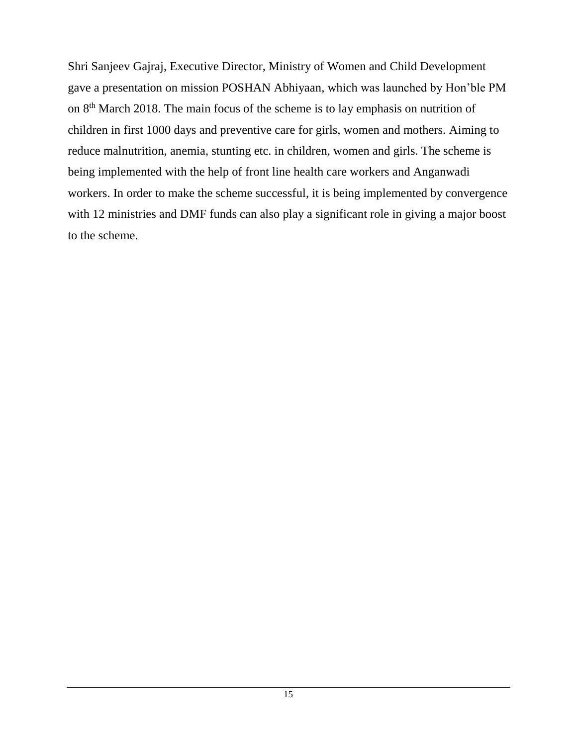Shri Sanjeev Gajraj, Executive Director, Ministry of Women and Child Development gave a presentation on mission POSHAN Abhiyaan, which was launched by Hon'ble PM on 8th March 2018. The main focus of the scheme is to lay emphasis on nutrition of children in first 1000 days and preventive care for girls, women and mothers. Aiming to reduce malnutrition, anemia, stunting etc. in children, women and girls. The scheme is being implemented with the help of front line health care workers and Anganwadi workers. In order to make the scheme successful, it is being implemented by convergence with 12 ministries and DMF funds can also play a significant role in giving a major boost to the scheme.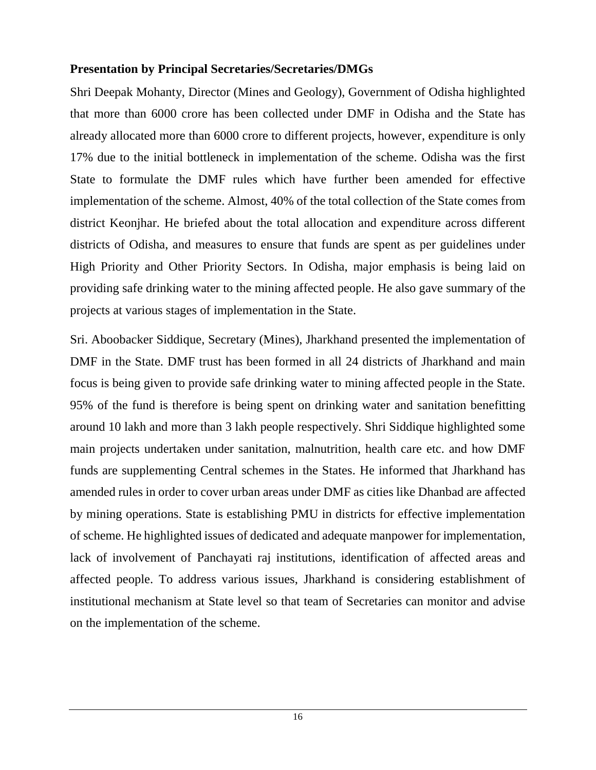**Presentation by Principal Secretaries/Secretaries/DMGs**

Shri Deepak Mohanty, Director (Mines and Geology), Government of Odisha highlighted that more than 6000 crore has been collected under DMF in Odisha and the State has already allocated more than 6000 crore to different projects, however, expenditure is only 17% due to the initial bottleneck in implementation of the scheme. Odisha was the first State to formulate the DMF rules which have further been amended for effective implementation of the scheme. Almost, 40% of the total collection of the State comes from district Keonjhar. He briefed about the total allocation and expenditure across different districts of Odisha, and measures to ensure that funds are spent as per guidelines under High Priority and Other Priority Sectors. In Odisha, major emphasis is being laid on providing safe drinking water to the mining affected people. He also gave summary of the projects at various stages of implementation in the State.

Sri. Aboobacker Siddique, Secretary (Mines), Jharkhand presented the implementation of DMF in the State. DMF trust has been formed in all 24 districts of Jharkhand and main focus is being given to provide safe drinking water to mining affected people in the State. 95% of the fund is therefore is being spent on drinking water and sanitation benefitting around 10 lakh and more than 3 lakh people respectively. Shri Siddique highlighted some main projects undertaken under sanitation, malnutrition, health care etc. and how DMF funds are supplementing Central schemes in the States. He informed that Jharkhand has amended rules in order to cover urban areas under DMF as cities like Dhanbad are affected by mining operations. State is establishing PMU in districts for effective implementation of scheme. He highlighted issues of dedicated and adequate manpower for implementation, lack of involvement of Panchayati raj institutions, identification of affected areas and affected people. To address various issues, Jharkhand is considering establishment of institutional mechanism at State level so that team of Secretaries can monitor and advise on the implementation of the scheme.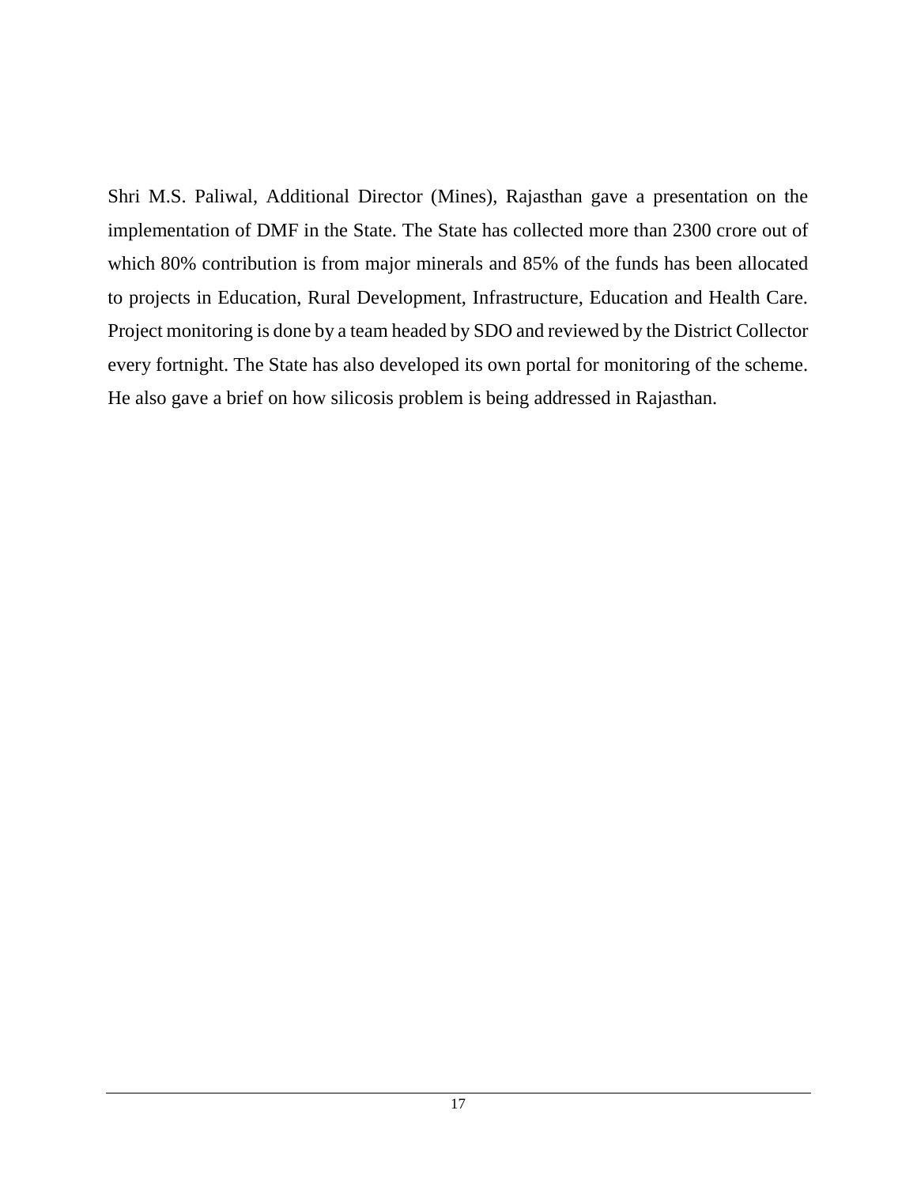Shri M.S. Paliwal, Additional Director (Mines), Rajasthan gave a presentation on the implementation of DMF in the State. The State has collected more than 2300 crore out of which 80% contribution is from major minerals and 85% of the funds has been allocated to projects in Education, Rural Development, Infrastructure, Education and Health Care. Project monitoring is done by a team headed by SDO and reviewed by the District Collector every fortnight. The State has also developed its own portal for monitoring of the scheme. He also gave a brief on how silicosis problem is being addressed in Rajasthan.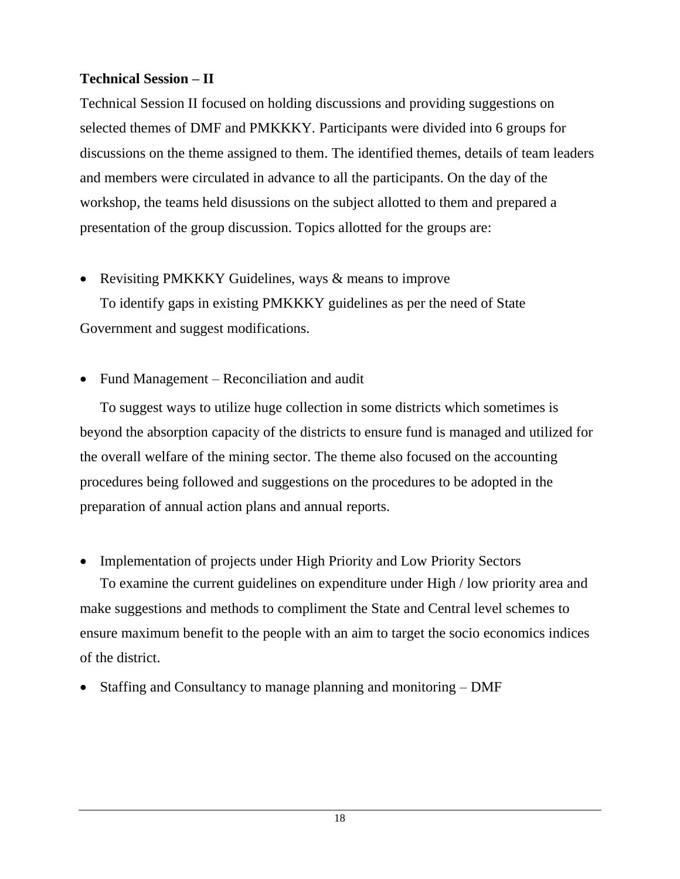**Technical Session – II**

Technical Session II focused on holding discussions and providing suggestions on selected themes of DMF and PMKKKY. Participants were divided into 6 groups for discussions on the theme assigned to them. The identified themes, details of team leaders and members were circulated in advance to all the participants. On the day of the workshop, the teams held disussions on the subject allotted to them and prepared a presentation of the group discussion. Topics allotted for the groups are:

- Revisiting PMKKKY Guidelines, ways & means to improve

  To identify gaps in existing PMKKKY guidelines as per the need of State Government and suggest modifications.

- Fund Management – Reconciliation and audit

  To suggest ways to utilize huge collection in some districts which sometimes is beyond the absorption capacity of the districts to ensure fund is managed and utilized for the overall welfare of the mining sector. The theme also focused on the accounting procedures being followed and suggestions on the procedures to be adopted in the preparation of annual action plans and annual reports.

- Implementation of projects under High Priority and Low Priority Sectors

  To examine the current guidelines on expenditure under High / low priority area and make suggestions and methods to compliment the State and Central level schemes to ensure maximum benefit to the people with an aim to target the socio economics indices of the district.

- Staffing and Consultancy to manage planning and monitoring – DMF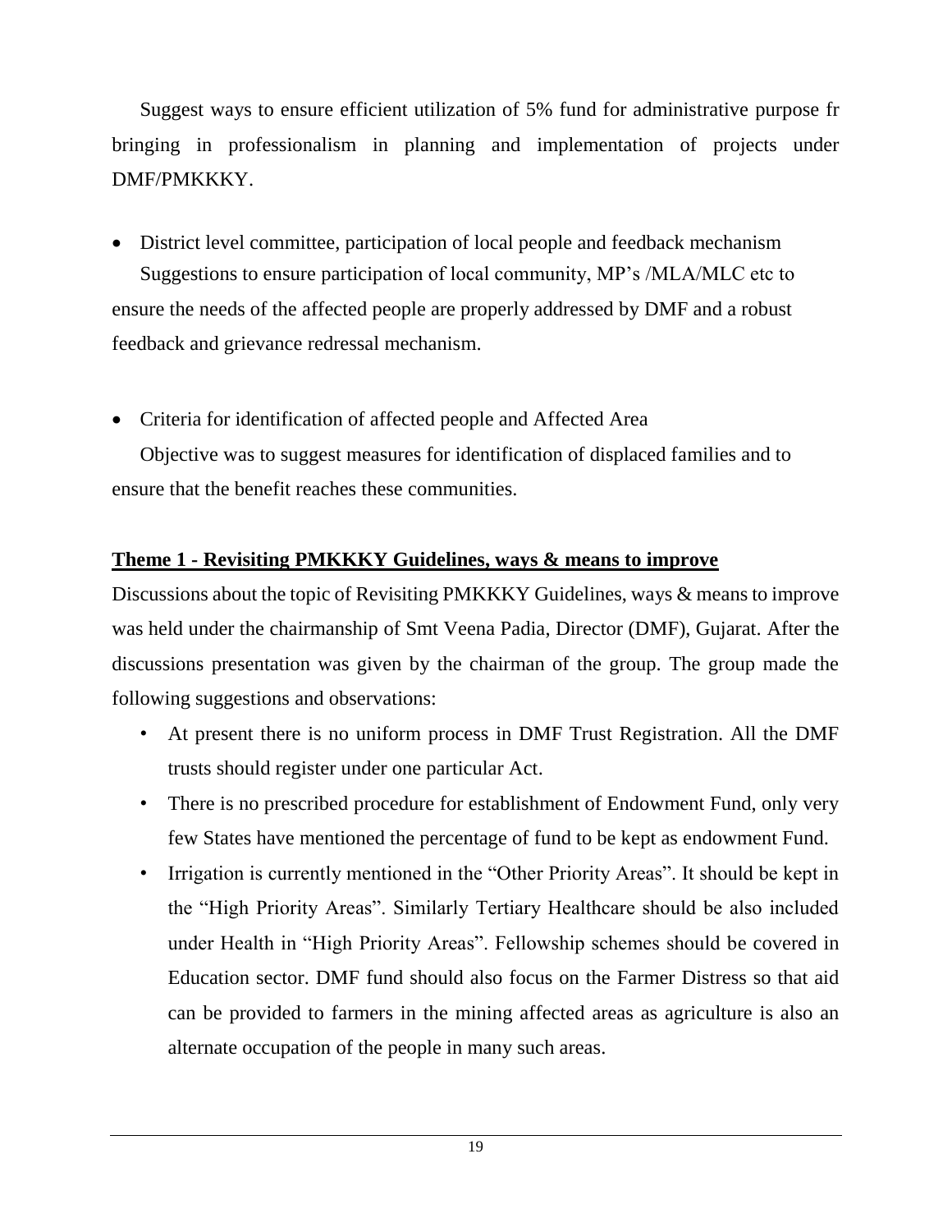Suggest ways to ensure efficient utilization of 5% fund for administrative purpose fr bringing in professionalism in planning and implementation of projects under DMF/PMKKKY.

- District level committee, participation of local people and feedback mechanism

  Suggestions to ensure participation of local community, MP's /MLA/MLC etc to ensure the needs of the affected people are properly addressed by DMF and a robust feedback and grievance redressal mechanism.

- Criteria for identification of affected people and Affected Area

  Objective was to suggest measures for identification of displaced families and to ensure that the benefit reaches these communities.

**Theme 1 - Revisiting PMKKKY Guidelines, ways & means to improve**

Discussions about the topic of Revisiting PMKKKY Guidelines, ways & means to improve was held under the chairmanship of Smt Veena Padia, Director (DMF), Gujarat. After the discussions presentation was given by the chairman of the group. The group made the following suggestions and observations:

- At present there is no uniform process in DMF Trust Registration. All the DMF trusts should register under one particular Act.
- There is no prescribed procedure for establishment of Endowment Fund, only very few States have mentioned the percentage of fund to be kept as endowment Fund.
- Irrigation is currently mentioned in the "Other Priority Areas". It should be kept in the "High Priority Areas". Similarly Tertiary Healthcare should be also included under Health in "High Priority Areas". Fellowship schemes should be covered in Education sector. DMF fund should also focus on the Farmer Distress so that aid can be provided to farmers in the mining affected areas as agriculture is also an alternate occupation of the people in many such areas.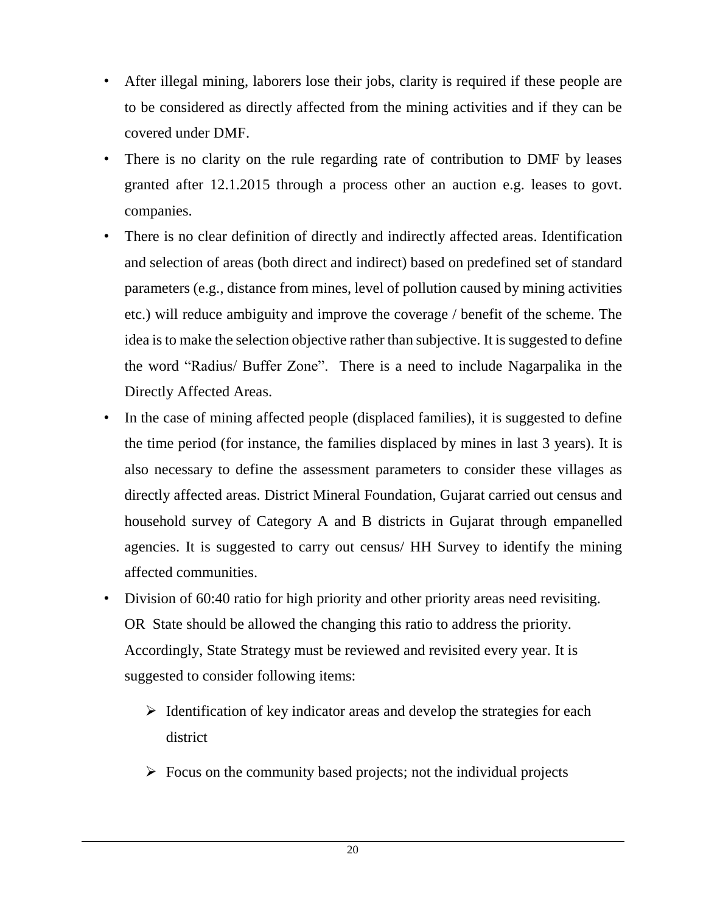- After illegal mining, laborers lose their jobs, clarity is required if these people are to be considered as directly affected from the mining activities and if they can be covered under DMF.
- There is no clarity on the rule regarding rate of contribution to DMF by leases granted after 12.1.2015 through a process other an auction e.g. leases to govt. companies.
- There is no clear definition of directly and indirectly affected areas. Identification and selection of areas (both direct and indirect) based on predefined set of standard parameters (e.g., distance from mines, level of pollution caused by mining activities etc.) will reduce ambiguity and improve the coverage / benefit of the scheme. The idea is to make the selection objective rather than subjective. It is suggested to define the word "Radius/ Buffer Zone". There is a need to include Nagarpalika in the Directly Affected Areas.
- In the case of mining affected people (displaced families), it is suggested to define the time period (for instance, the families displaced by mines in last 3 years). It is also necessary to define the assessment parameters to consider these villages as directly affected areas. District Mineral Foundation, Gujarat carried out census and household survey of Category A and B districts in Gujarat through empanelled agencies. It is suggested to carry out census/ HH Survey to identify the mining affected communities.
- Division of 60:40 ratio for high priority and other priority areas need revisiting. OR State should be allowed the changing this ratio to address the priority. Accordingly, State Strategy must be reviewed and revisited every year. It is suggested to consider following items:
  - Identification of key indicator areas and develop the strategies for each district
  - Focus on the community based projects; not the individual projects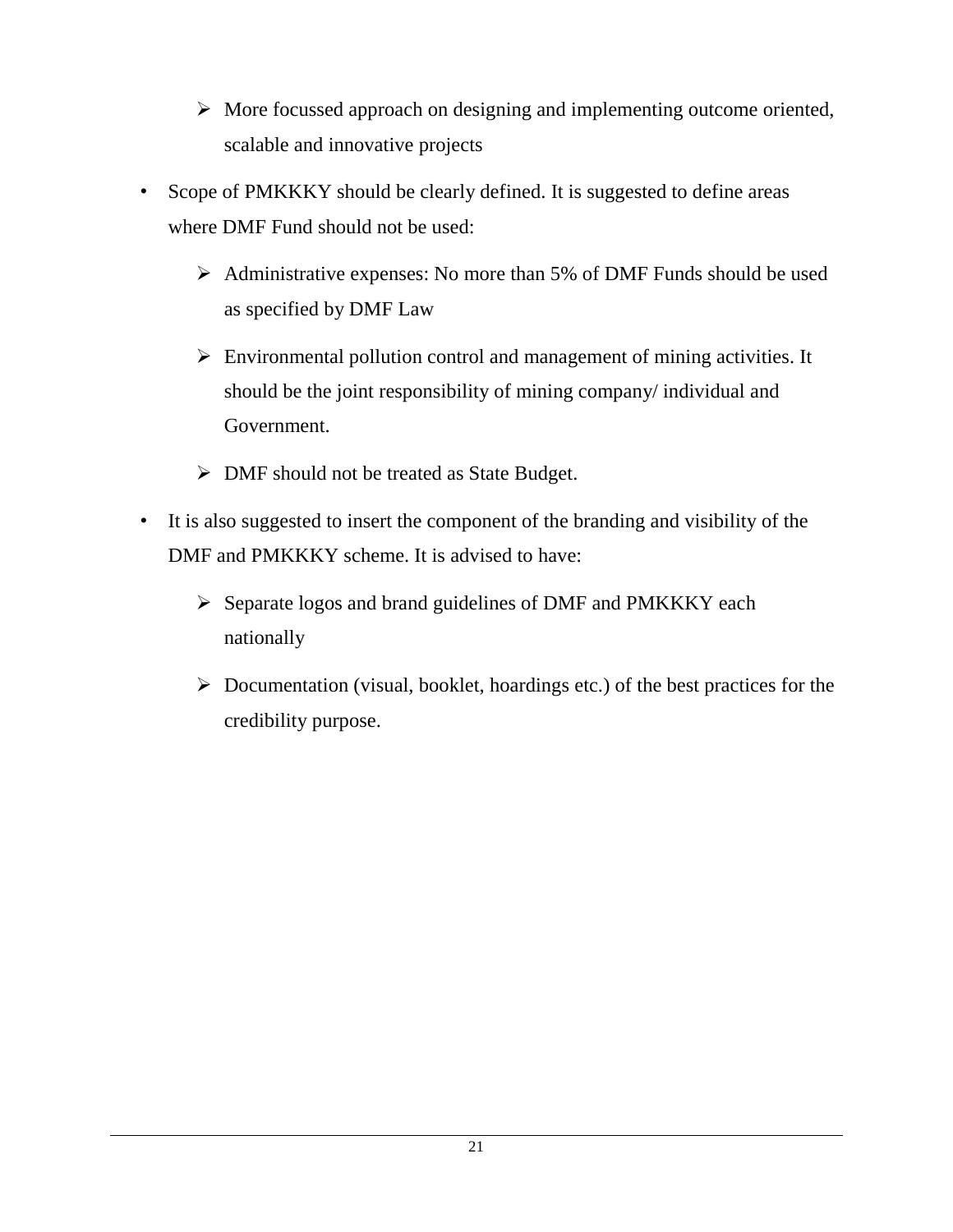- More focussed approach on designing and implementing outcome oriented, scalable and innovative projects

- Scope of PMKKKY should be clearly defined. It is suggested to define areas where DMF Fund should not be used:
  - Administrative expenses: No more than 5% of DMF Funds should be used as specified by DMF Law
  - Environmental pollution control and management of mining activities. It should be the joint responsibility of mining company/ individual and Government.
  - DMF should not be treated as State Budget.

- It is also suggested to insert the component of the branding and visibility of the DMF and PMKKKY scheme. It is advised to have:
  - Separate logos and brand guidelines of DMF and PMKKKY each nationally
  - Documentation (visual, booklet, hoardings etc.) of the best practices for the credibility purpose.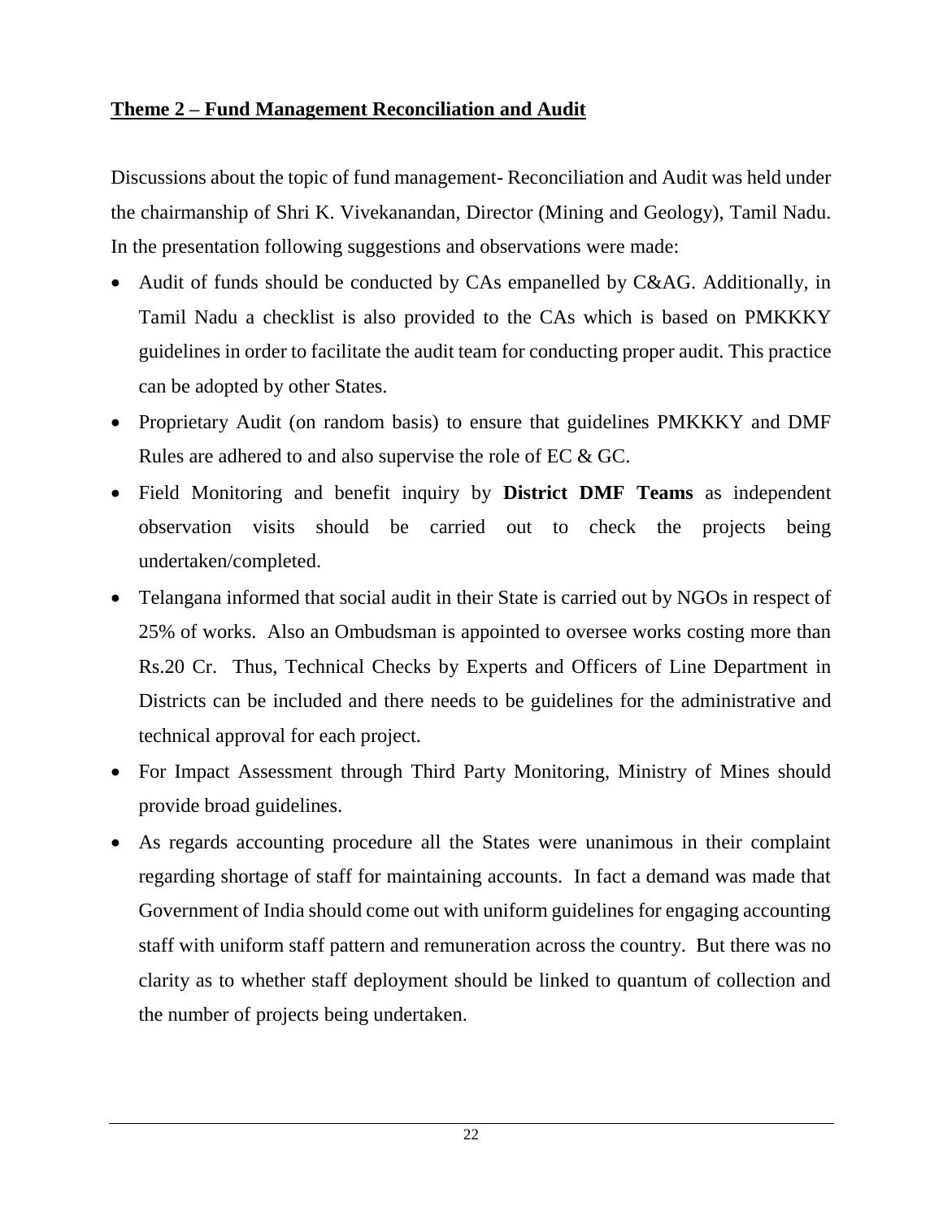## Theme 2 – Fund Management Reconciliation and Audit

Discussions about the topic of fund management- Reconciliation and Audit was held under the chairmanship of Shri K. Vivekanandan, Director (Mining and Geology), Tamil Nadu. In the presentation following suggestions and observations were made:

- Audit of funds should be conducted by CAs empanelled by C&AG. Additionally, in Tamil Nadu a checklist is also provided to the CAs which is based on PMKKKY guidelines in order to facilitate the audit team for conducting proper audit. This practice can be adopted by other States.
- Proprietary Audit (on random basis) to ensure that guidelines PMKKKY and DMF Rules are adhered to and also supervise the role of EC & GC.
- Field Monitoring and benefit inquiry by **District DMF Teams** as independent observation visits should be carried out to check the projects being undertaken/completed.
- Telangana informed that social audit in their State is carried out by NGOs in respect of 25% of works. Also an Ombudsman is appointed to oversee works costing more than Rs.20 Cr. Thus, Technical Checks by Experts and Officers of Line Department in Districts can be included and there needs to be guidelines for the administrative and technical approval for each project.
- For Impact Assessment through Third Party Monitoring, Ministry of Mines should provide broad guidelines.
- As regards accounting procedure all the States were unanimous in their complaint regarding shortage of staff for maintaining accounts. In fact a demand was made that Government of India should come out with uniform guidelines for engaging accounting staff with uniform staff pattern and remuneration across the country. But there was no clarity as to whether staff deployment should be linked to quantum of collection and the number of projects being undertaken.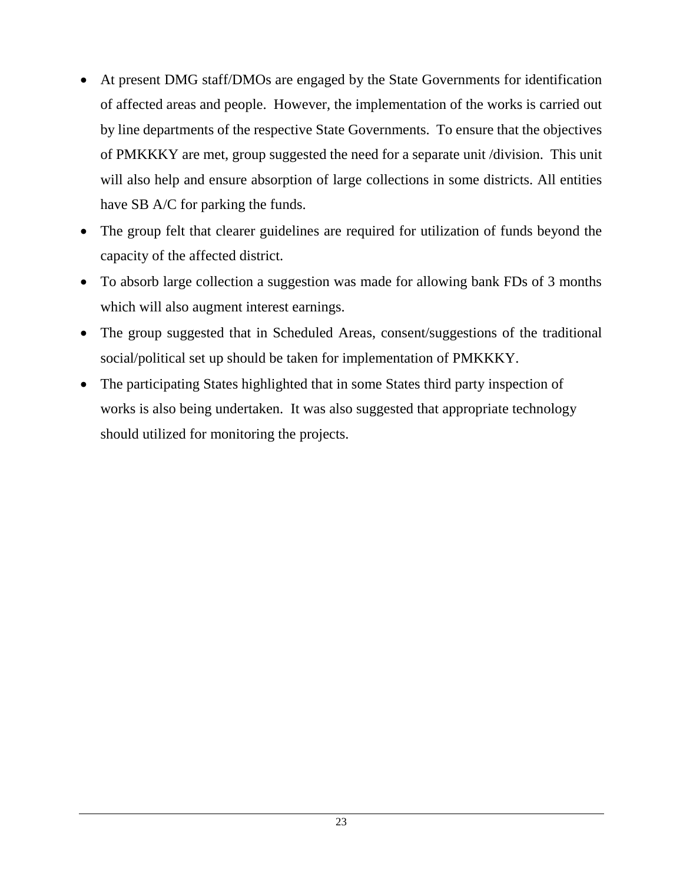- At present DMG staff/DMOs are engaged by the State Governments for identification of affected areas and people. However, the implementation of the works is carried out by line departments of the respective State Governments. To ensure that the objectives of PMKKKY are met, group suggested the need for a separate unit /division. This unit will also help and ensure absorption of large collections in some districts. All entities have SB A/C for parking the funds.
- The group felt that clearer guidelines are required for utilization of funds beyond the capacity of the affected district.
- To absorb large collection a suggestion was made for allowing bank FDs of 3 months which will also augment interest earnings.
- The group suggested that in Scheduled Areas, consent/suggestions of the traditional social/political set up should be taken for implementation of PMKKKY.
- The participating States highlighted that in some States third party inspection of works is also being undertaken. It was also suggested that appropriate technology should utilized for monitoring the projects.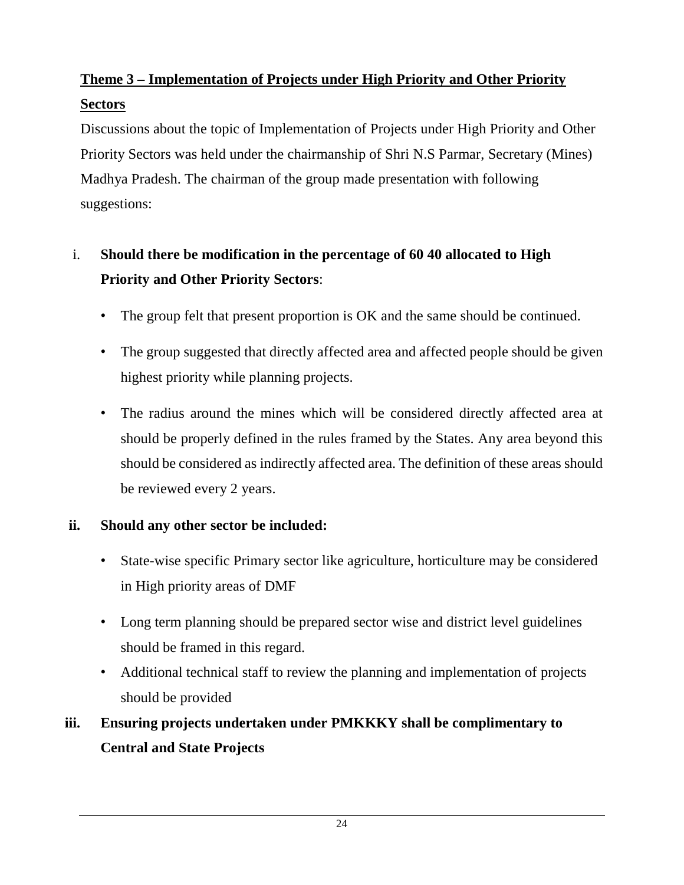## **Theme 3 – Implementation of Projects under High Priority and Other Priority Sectors**

Discussions about the topic of Implementation of Projects under High Priority and Other Priority Sectors was held under the chairmanship of Shri N.S Parmar, Secretary (Mines) Madhya Pradesh. The chairman of the group made presentation with following suggestions:

i. **Should there be modification in the percentage of 60 40 allocated to High Priority and Other Priority Sectors**:

   - The group felt that present proportion is OK and the same should be continued.
   - The group suggested that directly affected area and affected people should be given highest priority while planning projects.
   - The radius around the mines which will be considered directly affected area at should be properly defined in the rules framed by the States. Any area beyond this should be considered as indirectly affected area. The definition of these areas should be reviewed every 2 years.

**ii. Should any other sector be included:**

   - State-wise specific Primary sector like agriculture, horticulture may be considered in High priority areas of DMF
   - Long term planning should be prepared sector wise and district level guidelines should be framed in this regard.
   - Additional technical staff to review the planning and implementation of projects should be provided

**iii. Ensuring projects undertaken under PMKKKY shall be complimentary to Central and State Projects**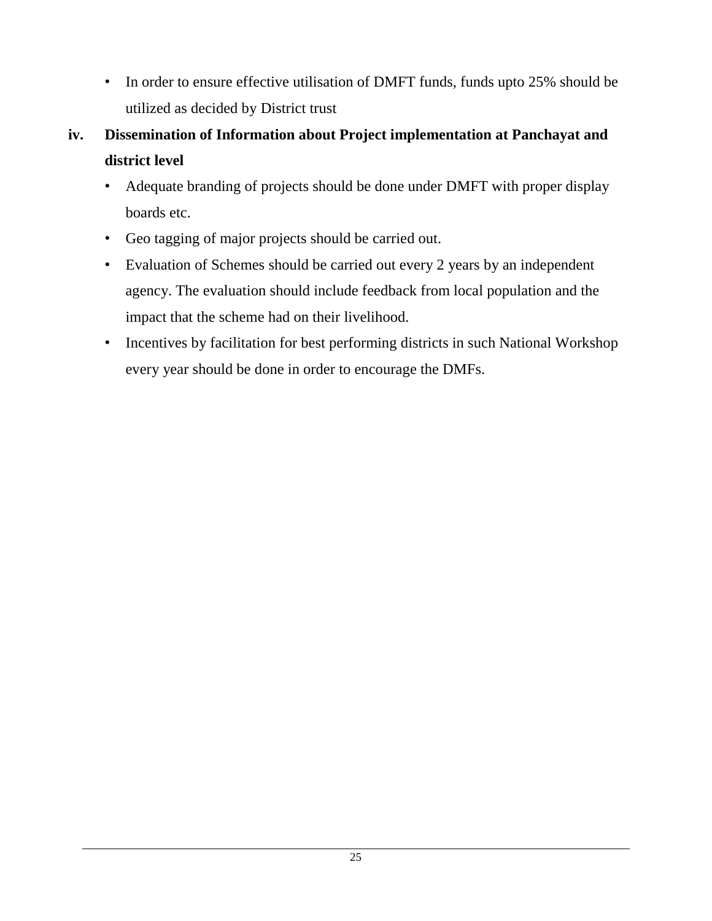- In order to ensure effective utilisation of DMFT funds, funds upto 25% should be utilized as decided by District trust

**iv. Dissemination of Information about Project implementation at Panchayat and district level**

- Adequate branding of projects should be done under DMFT with proper display boards etc.
- Geo tagging of major projects should be carried out.
- Evaluation of Schemes should be carried out every 2 years by an independent agency. The evaluation should include feedback from local population and the impact that the scheme had on their livelihood.
- Incentives by facilitation for best performing districts in such National Workshop every year should be done in order to encourage the DMFs.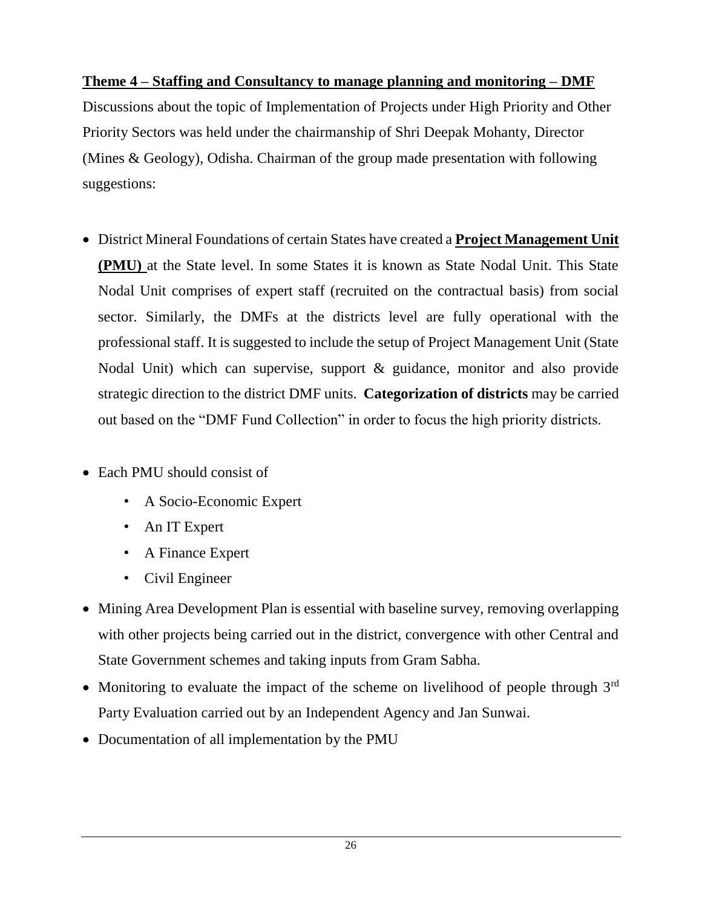**<u>Theme 4 – Staffing and Consultancy to manage planning and monitoring – DMF</u>**

Discussions about the topic of Implementation of Projects under High Priority and Other Priority Sectors was held under the chairmanship of Shri Deepak Mohanty, Director (Mines & Geology), Odisha. Chairman of the group made presentation with following suggestions:

- District Mineral Foundations of certain States have created a **<u>Project Management Unit (PMU)</u>** at the State level. In some States it is known as State Nodal Unit. This State Nodal Unit comprises of expert staff (recruited on the contractual basis) from social sector. Similarly, the DMFs at the districts level are fully operational with the professional staff. It is suggested to include the setup of Project Management Unit (State Nodal Unit) which can supervise, support & guidance, monitor and also provide strategic direction to the district DMF units. **Categorization of districts** may be carried out based on the "DMF Fund Collection" in order to focus the high priority districts.

- Each PMU should consist of
    - A Socio-Economic Expert
    - An IT Expert
    - A Finance Expert
    - Civil Engineer

- Mining Area Development Plan is essential with baseline survey, removing overlapping with other projects being carried out in the district, convergence with other Central and State Government schemes and taking inputs from Gram Sabha.
- Monitoring to evaluate the impact of the scheme on livelihood of people through 3rd Party Evaluation carried out by an Independent Agency and Jan Sunwai.
- Documentation of all implementation by the PMU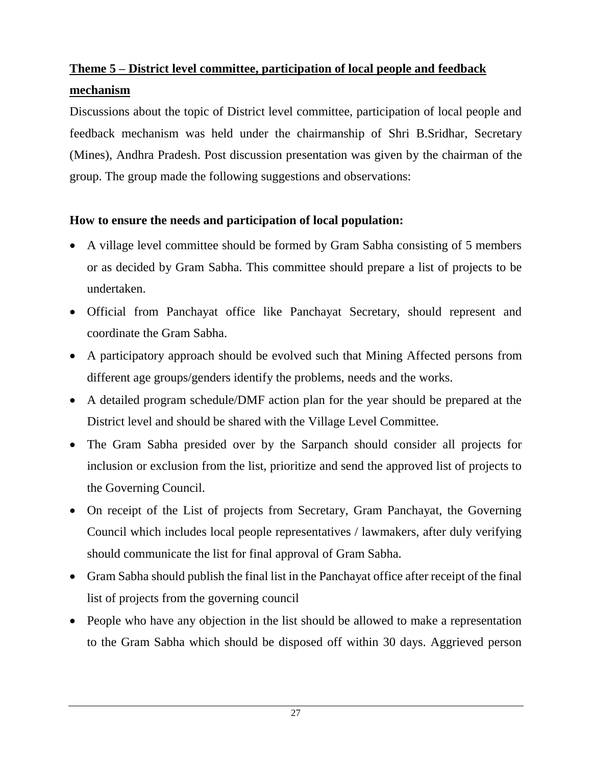## **Theme 5 – District level committee, participation of local people and feedback mechanism**

Discussions about the topic of District level committee, participation of local people and feedback mechanism was held under the chairmanship of Shri B.Sridhar, Secretary (Mines), Andhra Pradesh. Post discussion presentation was given by the chairman of the group. The group made the following suggestions and observations:

### **How to ensure the needs and participation of local population:**

- A village level committee should be formed by Gram Sabha consisting of 5 members or as decided by Gram Sabha. This committee should prepare a list of projects to be undertaken.
- Official from Panchayat office like Panchayat Secretary, should represent and coordinate the Gram Sabha.
- A participatory approach should be evolved such that Mining Affected persons from different age groups/genders identify the problems, needs and the works.
- A detailed program schedule/DMF action plan for the year should be prepared at the District level and should be shared with the Village Level Committee.
- The Gram Sabha presided over by the Sarpanch should consider all projects for inclusion or exclusion from the list, prioritize and send the approved list of projects to the Governing Council.
- On receipt of the List of projects from Secretary, Gram Panchayat, the Governing Council which includes local people representatives / lawmakers, after duly verifying should communicate the list for final approval of Gram Sabha.
- Gram Sabha should publish the final list in the Panchayat office after receipt of the final list of projects from the governing council
- People who have any objection in the list should be allowed to make a representation to the Gram Sabha which should be disposed off within 30 days. Aggrieved person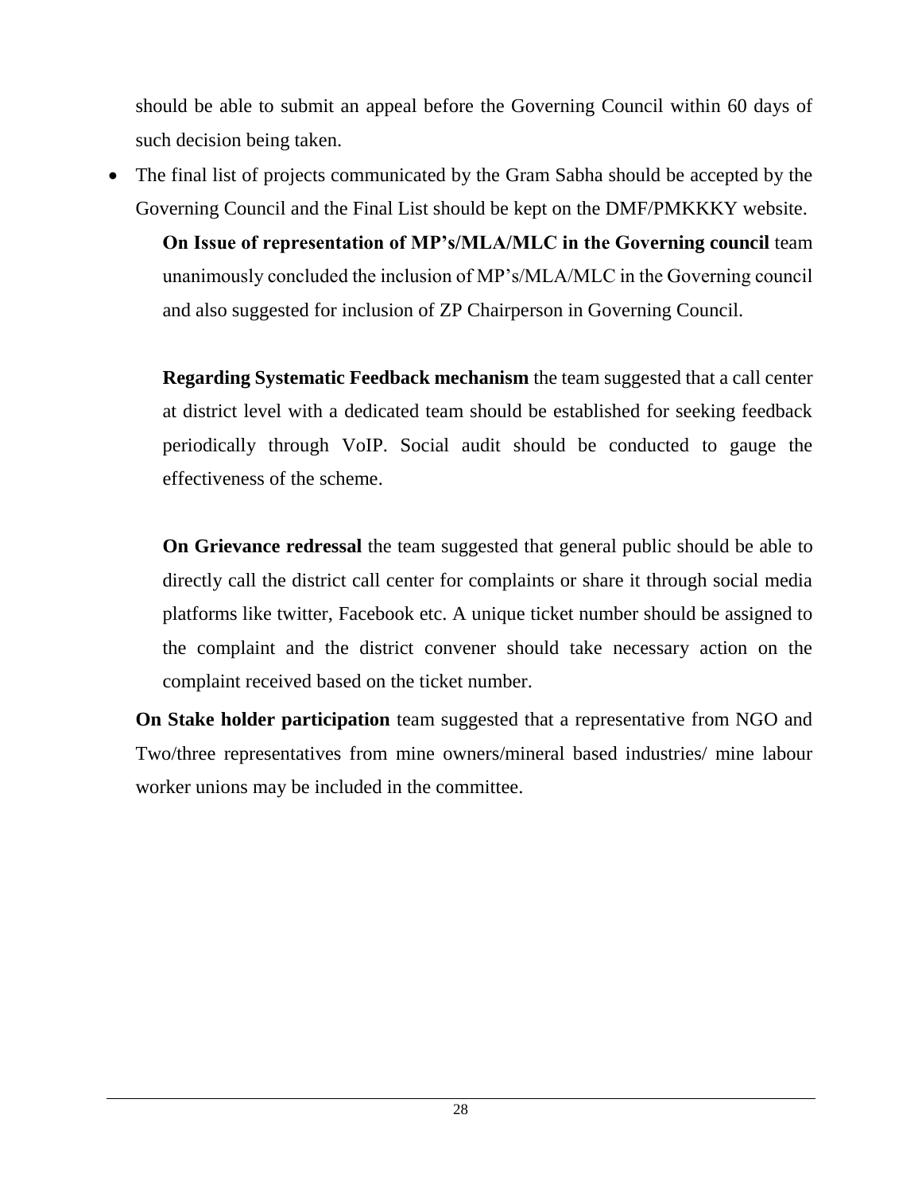should be able to submit an appeal before the Governing Council within 60 days of such decision being taken.

- The final list of projects communicated by the Gram Sabha should be accepted by the Governing Council and the Final List should be kept on the DMF/PMKKKY website.

  **On Issue of representation of MP's/MLA/MLC in the Governing council** team unanimously concluded the inclusion of MP's/MLA/MLC in the Governing council and also suggested for inclusion of ZP Chairperson in Governing Council.

  **Regarding Systematic Feedback mechanism** the team suggested that a call center at district level with a dedicated team should be established for seeking feedback periodically through VoIP. Social audit should be conducted to gauge the effectiveness of the scheme.

  **On Grievance redressal** the team suggested that general public should be able to directly call the district call center for complaints or share it through social media platforms like twitter, Facebook etc. A unique ticket number should be assigned to the complaint and the district convener should take necessary action on the complaint received based on the ticket number.

**On Stake holder participation** team suggested that a representative from NGO and Two/three representatives from mine owners/mineral based industries/ mine labour worker unions may be included in the committee.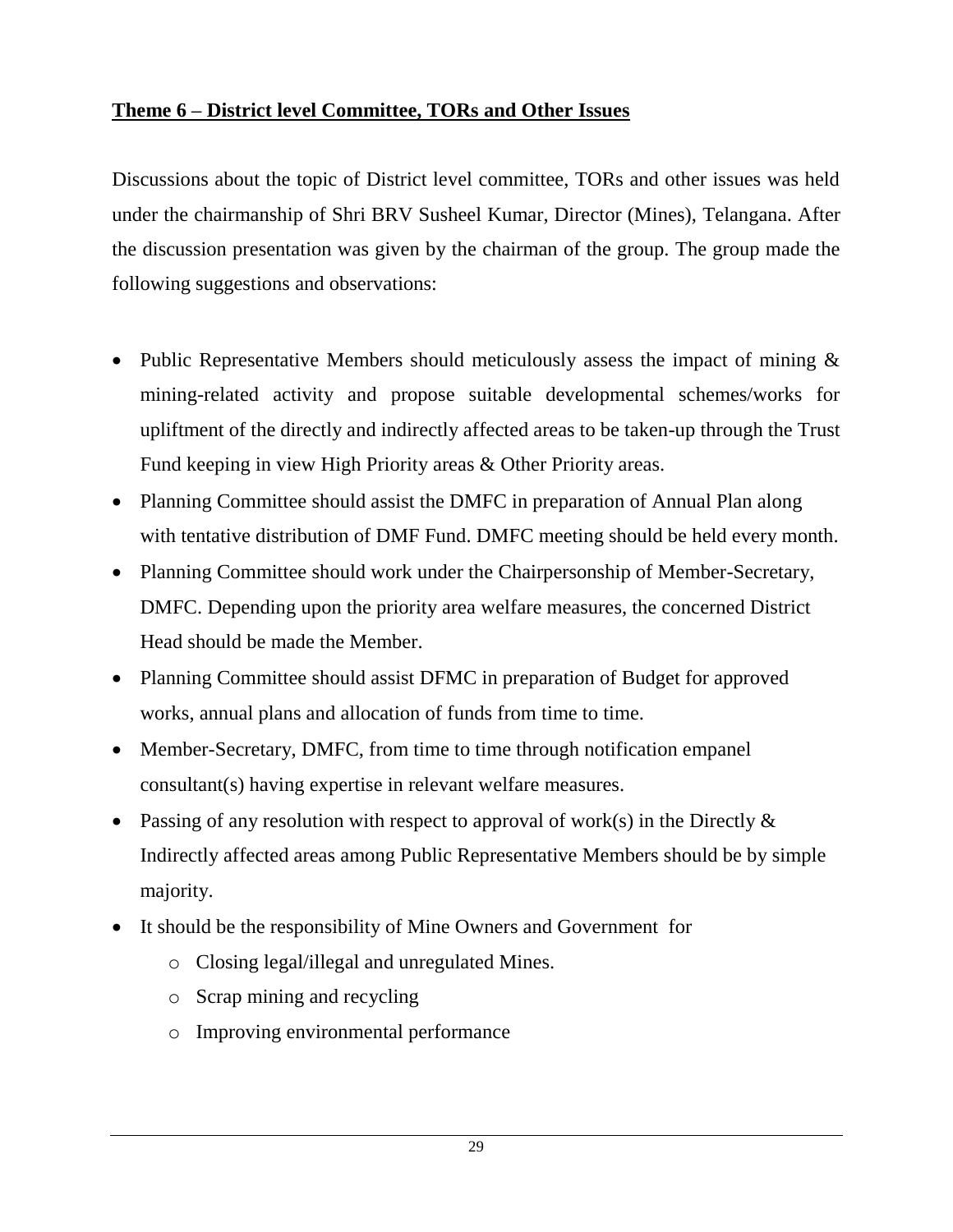## Theme 6 – District level Committee, TORs and Other Issues

Discussions about the topic of District level committee, TORs and other issues was held under the chairmanship of Shri BRV Susheel Kumar, Director (Mines), Telangana. After the discussion presentation was given by the chairman of the group. The group made the following suggestions and observations:

- Public Representative Members should meticulously assess the impact of mining & mining-related activity and propose suitable developmental schemes/works for upliftment of the directly and indirectly affected areas to be taken-up through the Trust Fund keeping in view High Priority areas & Other Priority areas.
- Planning Committee should assist the DMFC in preparation of Annual Plan along with tentative distribution of DMF Fund. DMFC meeting should be held every month.
- Planning Committee should work under the Chairpersonship of Member-Secretary, DMFC. Depending upon the priority area welfare measures, the concerned District Head should be made the Member.
- Planning Committee should assist DFMC in preparation of Budget for approved works, annual plans and allocation of funds from time to time.
- Member-Secretary, DMFC, from time to time through notification empanel consultant(s) having expertise in relevant welfare measures.
- Passing of any resolution with respect to approval of work(s) in the Directly & Indirectly affected areas among Public Representative Members should be by simple majority.
- It should be the responsibility of Mine Owners and Government for
    - Closing legal/illegal and unregulated Mines.
    - Scrap mining and recycling
    - Improving environmental performance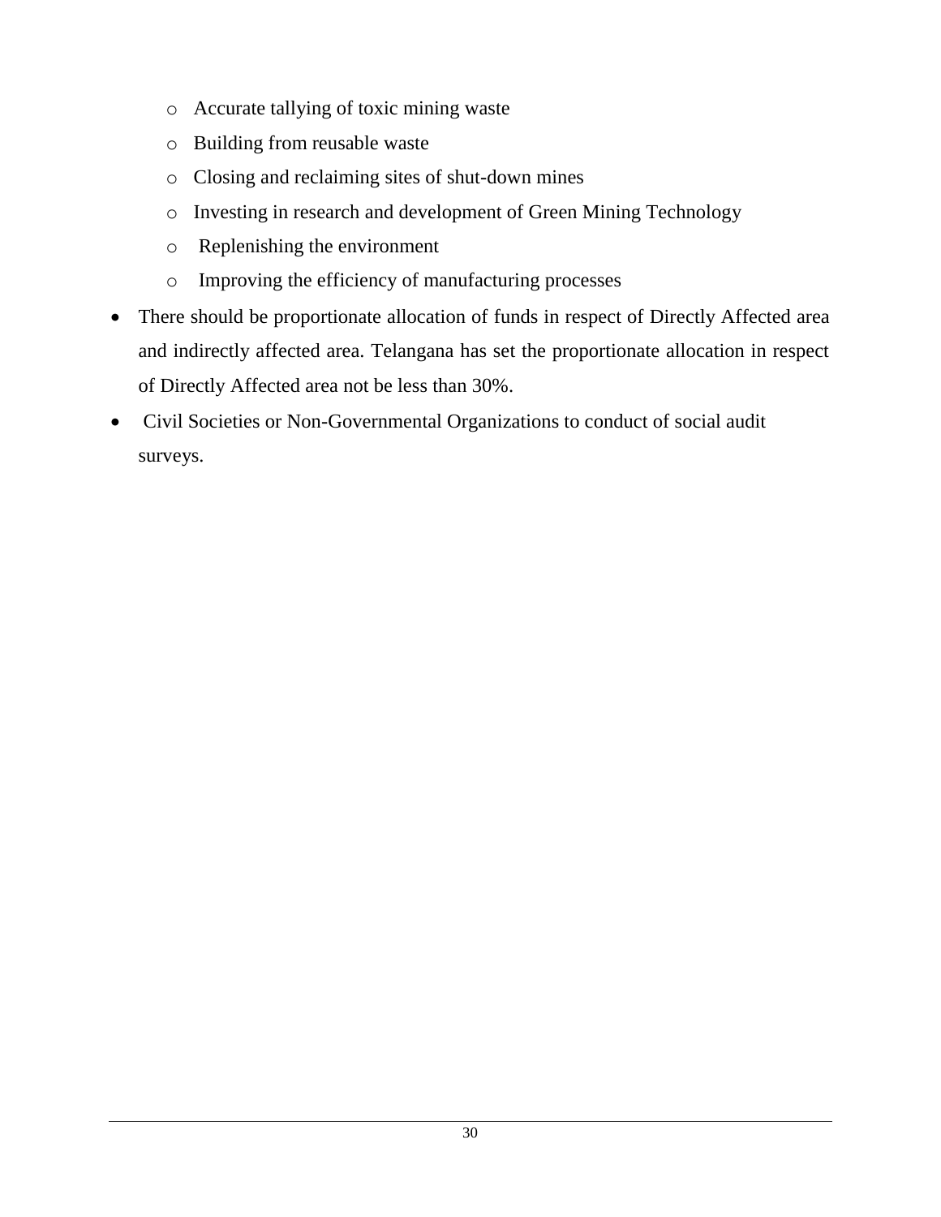- Accurate tallying of toxic mining waste
  - Building from reusable waste
  - Closing and reclaiming sites of shut-down mines
  - Investing in research and development of Green Mining Technology
  - Replenishing the environment
  - Improving the efficiency of manufacturing processes
- There should be proportionate allocation of funds in respect of Directly Affected area and indirectly affected area. Telangana has set the proportionate allocation in respect of Directly Affected area not be less than 30%.
- Civil Societies or Non-Governmental Organizations to conduct of social audit surveys.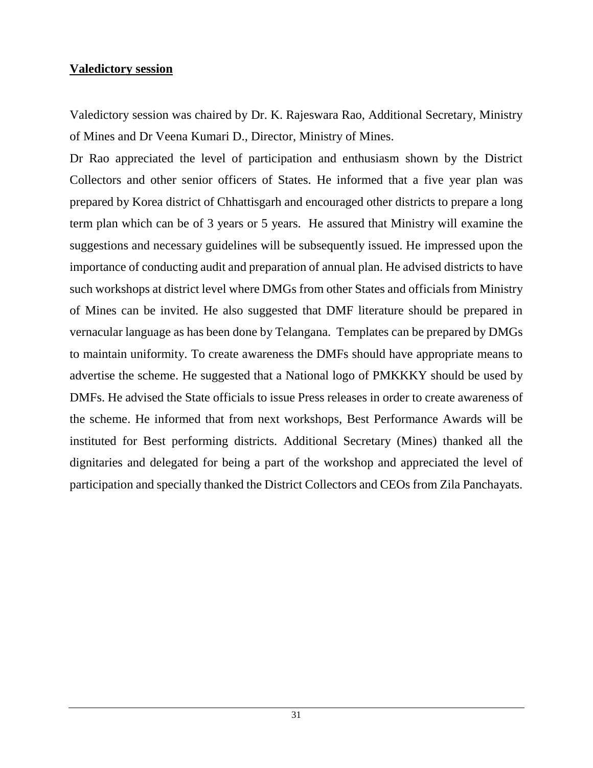**Valedictory session**

Valedictory session was chaired by Dr. K. Rajeswara Rao, Additional Secretary, Ministry of Mines and Dr Veena Kumari D., Director, Ministry of Mines.

Dr Rao appreciated the level of participation and enthusiasm shown by the District Collectors and other senior officers of States. He informed that a five year plan was prepared by Korea district of Chhattisgarh and encouraged other districts to prepare a long term plan which can be of 3 years or 5 years. He assured that Ministry will examine the suggestions and necessary guidelines will be subsequently issued. He impressed upon the importance of conducting audit and preparation of annual plan. He advised districts to have such workshops at district level where DMGs from other States and officials from Ministry of Mines can be invited. He also suggested that DMF literature should be prepared in vernacular language as has been done by Telangana. Templates can be prepared by DMGs to maintain uniformity. To create awareness the DMFs should have appropriate means to advertise the scheme. He suggested that a National logo of PMKKKY should be used by DMFs. He advised the State officials to issue Press releases in order to create awareness of the scheme. He informed that from next workshops, Best Performance Awards will be instituted for Best performing districts. Additional Secretary (Mines) thanked all the dignitaries and delegated for being a part of the workshop and appreciated the level of participation and specially thanked the District Collectors and CEOs from Zila Panchayats.